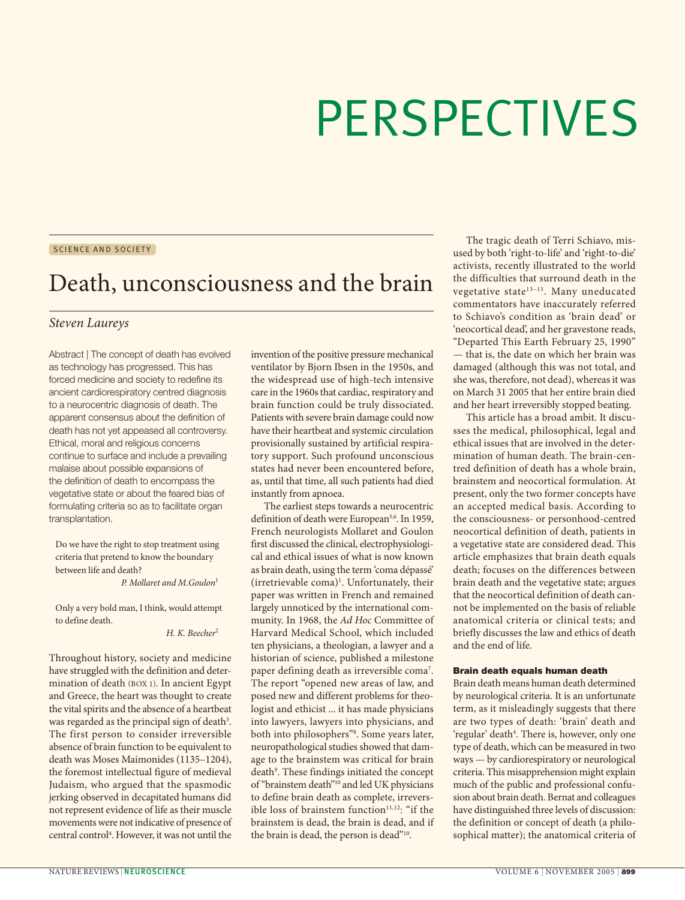# PERSPECTIVES

SCIENCE AND SOCIETY

## Death, unconsciousness and the brain

*Steven Laureys*

Abstract | The concept of death has evolved as technology has progressed. This has forced medicine and society to redefine its ancient cardiorespiratory centred diagnosis to a neurocentric diagnosis of death. The apparent consensus about the definition of death has not yet appeased all controversy. Ethical, moral and religious concerns continue to surface and include a prevailing malaise about possible expansions of the definition of death to encompass the vegetative state or about the feared bias of formulating criteria so as to facilitate organ transplantation.

> Do we have the right to stop treatment using criteria that pretend to know the boundary between life and death?
>
> *P. Mollaret and M.Goulon*[1]

> Only a very bold man, I think, would attempt to define death.
>
> *H. K. Beecher*[2]

Throughout history, society and medicine have struggled with the definition and determination of death (BOX 1). In ancient Egypt and Greece, the heart was thought to create the vital spirits and the absence of a heartbeat was regarded as the principal sign of death[3]. The first person to consider irreversible absence of brain function to be equivalent to death was Moses Maimonides (1135–1204), the foremost intellectual figure of medieval Judaism, who argued that the spasmodic jerking observed in decapitated humans did not represent evidence of life as their muscle movements were not indicative of presence of central control[4]. However, it was not until the invention of the positive pressure mechanical ventilator by Bjorn Ibsen in the 1950s, and the widespread use of high-tech intensive care in the 1960s that cardiac, respiratory and brain function could be truly dissociated. Patients with severe brain damage could now have their heartbeat and systemic circulation provisionally sustained by artificial respiratory support. Such profound unconscious states had never been encountered before, as, until that time, all such patients had died instantly from apnoea.

The earliest steps towards a neurocentric definition of death were European[5,6]. In 1959, French neurologists Mollaret and Goulon first discussed the clinical, electrophysiological and ethical issues of what is now known as brain death, using the term 'coma dépassé' (irretrievable coma)[1]. Unfortunately, their paper was written in French and remained largely unnoticed by the international community. In 1968, the *Ad Hoc* Committee of Harvard Medical School, which included ten physicians, a theologian, a lawyer and a historian of science, published a milestone paper defining death as irreversible coma[7]. The report "opened new areas of law, and posed new and different problems for theologist and ethicist ... it has made physicians into lawyers, lawyers into physicians, and both into philosophers"[8]. Some years later, neuropathological studies showed that damage to the brainstem was critical for brain death[9]. These findings initiated the concept of "brainstem death"[10] and led UK physicians to define brain death as complete, irreversible loss of brainstem function[11,12]: "if the brainstem is dead, the brain is dead, and if the brain is dead, the person is dead"[10].

The tragic death of Terri Schiavo, misused by both 'right-to-life' and 'right-to-die' activists, recently illustrated to the world the difficulties that surround death in the vegetative state[13–15]. Many uneducated commentators have inaccurately referred to Schiavo's condition as 'brain dead' or 'neocortical dead', and her gravestone reads, "Departed This Earth February 25, 1990" — that is, the date on which her brain was damaged (although this was not total, and she was, therefore, not dead), whereas it was on March 31 2005 that her entire brain died and her heart irreversibly stopped beating.

This article has a broad ambit. It discusses the medical, philosophical, legal and ethical issues that are involved in the determination of human death. The brain-centred definition of death has a whole brain, brainstem and neocortical formulation. At present, only the two former concepts have an accepted medical basis. According to the consciousness- or personhood-centred neocortical definition of death, patients in a vegetative state are considered dead. This article emphasizes that brain death equals death; focuses on the differences between brain death and the vegetative state; argues that the neocortical definition of death cannot be implemented on the basis of reliable anatomical criteria or clinical tests; and briefly discusses the law and ethics of death and the end of life.

### Brain death equals human death

Brain death means human death determined by neurological criteria. It is an unfortunate term, as it misleadingly suggests that there are two types of death: 'brain' death and 'regular' death[4]. There is, however, only one type of death, which can be measured in two ways — by cardiorespiratory or neurological criteria. This misapprehension might explain much of the public and professional confusion about brain death. Bernat and colleagues have distinguished three levels of discussion: the definition or concept of death (a philosophical matter); the anatomical criteria of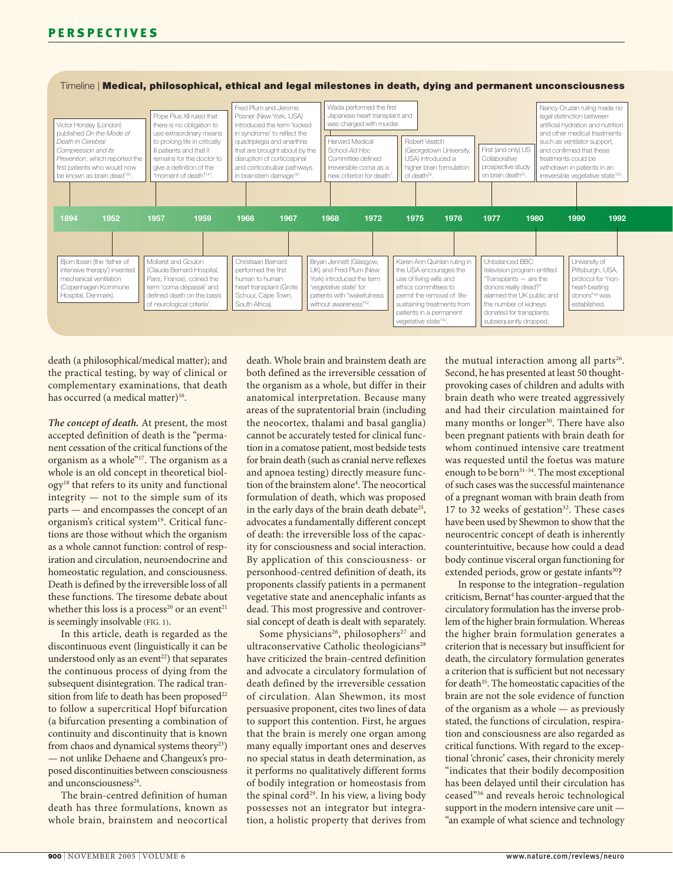## Timeline | Medical, philosophical, ethical and legal milestones in death, dying and permanent unconsciousness

- **1894** — Victor Horsley (London) published *On the Mode of Death in Cerebral Compression and its Prevention*, which reported the first patients who would now be known as brain dead[160].
- **1952** — Bjorn Ibsen (the 'father of intensive therapy') invented mechanical ventilation (Copenhagen Kommune Hospital, Denmark).
- **1957** — Pope Pius XII ruled that there is no obligation to use extraordinary means to prolong life in critically ill patients and that it remains for the doctor to give a definition of the "moment of death"[147].
- **1959** — Mollaret and Goulon (Claude Bernard Hospital, Paris, France), coined the term 'coma dépassé' and defined death on the basis of neurological criteria[1].
- **1966** — Fred Plum and Jerome Posner (New York, USA) introduced the term 'locked in syndrome' to reflect the quadriplegia and anarthria that are brought about by the disruption of corticospinal and corticobulbar pathways in brainstem damage[161].
- **1967** — Christiaan Barnard performed the first human to human heart transplant (Grote Schuur, Cape Town, South Africa).
- **1968** — Wada performed the first Japanese heart transplant and was charged with murder. Harvard Medical School *Ad Hoc* Committee defined irreversible coma as a new criterion for death[7].
- **1972** — Bryan Jennett (Glasgow, UK) and Fred Plum (New York) introduced the term 'vegetative state' for patients with "wakefulness without awareness"[52].
- **1975** — Robert Veatch (Georgetown University, USA) introduced a higher brain formulation of death[25].
- **1976** — Karen Ann Quinlan ruling in the USA encourages the use of living wills and ethics committees to permit the removal of life-sustaining treatments from patients in a permanent vegetative state[150].
- **1977** — First (and only) US Collaborative prospective study on brain death[43].
- **1980** — Unbalanced BBC television program entitled "Transplants — are the donors really dead?" alarmed the UK public and the number of kidneys donated for transplants subsequently dropped.
- **1990** — Nancy Cruzan ruling made no legal distinction between artificial hydration and nutrition and other medical treatments such as ventilator support, and confirmed that these treatments could be withdrawn in patients in an irreversible vegetative state[150].
- **1992** — University of Pittsburgh, USA, protocol for "non-heart-beating donors"[48] was established.

death (a philosophical/medical matter); and the practical testing, by way of clinical or complementary examinations, that death has occurred (a medical matter)[16].

***The concept of death.*** At present, the most accepted definition of death is the "permanent cessation of the critical functions of the organism as a whole"[17]. The organism as a whole is an old concept in theoretical biology[18] that refers to its unity and functional integrity — not to the simple sum of its parts — and encompasses the concept of an organism's critical system[19]. Critical functions are those without which the organism as a whole cannot function: control of respiration and circulation, neuroendocrine and homeostatic regulation, and consciousness. Death is defined by the irreversible loss of all these functions. The tiresome debate about whether this loss is a process[20] or an event[21] is seemingly insolvable (FIG. 1).

In this article, death is regarded as the discontinuous event (linguistically it can be understood only as an event[22]) that separates the continuous process of dying from the subsequent disintegration. The radical transition from life to death has been proposed[22] to follow a supercritical Hopf bifurcation (a bifurcation presenting a combination of continuity and discontinuity that is known from chaos and dynamical systems theory[23]) — not unlike Dehaene and Changeux's proposed discontinuities between consciousness and unconsciousness[24].

The brain-centred definition of human death has three formulations, known as whole brain, brainstem and neocortical death. Whole brain and brainstem death are both defined as the irreversible cessation of the organism as a whole, but differ in their anatomical interpretation. Because many areas of the supratentorial brain (including the neocortex, thalami and basal ganglia) cannot be accurately tested for clinical function in a comatose patient, most bedside tests for brain death (such as cranial nerve reflexes and apnoea testing) directly measure function of the brainstem alone[4]. The neocortical formulation of death, which was proposed in the early days of the brain death debate[25], advocates a fundamentally different concept of death: the irreversible loss of the capacity for consciousness and social interaction. By application of this consciousness- or personhood-centred definition of death, its proponents classify patients in a permanent vegetative state and anencephalic infants as dead. This most progressive and controversial concept of death is dealt with separately.

Some physicians[26], philosophers[27] and ultraconservative Catholic theologicians[28] have criticized the brain-centred definition and advocate a circulatory formulation of death defined by the irreversible cessation of circulation. Alan Shewmon, its most persuasive proponent, cites two lines of data to support this contention. First, he argues that the brain is merely one organ among many equally important ones and deserves no special status in death determination, as it performs no qualitatively different forms of bodily integration or homeostasis from the spinal cord[29]. In his view, a living body possesses not an integrator but integration, a holistic property that derives from the mutual interaction among all parts[26]. Second, he has presented at least 50 thought-provoking cases of children and adults with brain death who were treated aggressively and had their circulation maintained for many months or longer[30]. There have also been pregnant patients with brain death for whom continued intensive care treatment was requested until the foetus was mature enough to be born[31–34]. The most exceptional of such cases was the successful maintenance of a pregnant woman with brain death from 17 to 32 weeks of gestation[32]. These cases have been used by Shewmon to show that the neurocentric concept of death is inherently counterintuitive, because how could a dead body continue visceral organ functioning for extended periods, grow or gestate infants[30]?

In response to the integration–regulation criticism, Bernat[4] has counter-argued that the circulatory formulation has the inverse problem of the higher brain formulation. Whereas the higher brain formulation generates a criterion that is necessary but insufficient for death, the circulatory formulation generates a criterion that is sufficient but not necessary for death[35]. The homeostatic capacities of the brain are not the sole source of function of the organism as a whole — as previously stated, the functions of circulation, respiration and consciousness are also regarded as critical functions. With regard to the exceptional 'chronic' cases, their chronicity merely "indicates that their bodily decomposition has been delayed until their circulation has ceased"[36] and reveals heroic technological support in the modern intensive care unit — "an example of what science and technology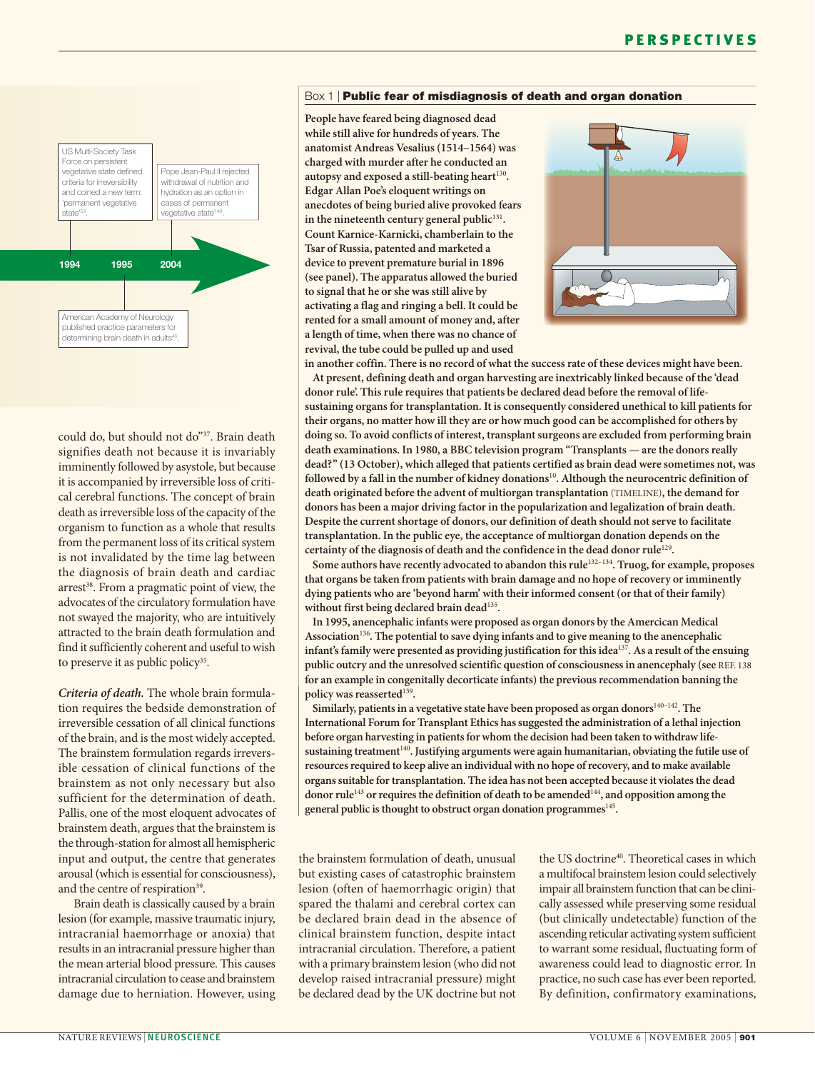US Multi-Society Task Force on persistent vegetative state defined criteria for irreversibility and coined a new term: 'permanent vegetative state'[153].

Pope Jean-Paul II rejected withdrawal of nutrition and hydration as an option in cases of permanent vegetative state[149].

1994 1995 2004

American Academy of Neurology published practice parameters for determining brain death in adults[45].

could do, but should not do"[37]. Brain death signifies death not because it is invariably imminently followed by asystole, but because it is accompanied by irreversible loss of critical cerebral functions. The concept of brain death as irreversible loss of the capacity of the organism to function as a whole that results from the permanent loss of its critical system is not invalidated by the time lag between the diagnosis of brain death and cardiac arrest[38]. From a pragmatic point of view, the advocates of the circulatory formulation have not swayed the majority, who are intuitively attracted to the brain death formulation and find it sufficiently coherent and useful to wish to preserve it as public policy[35].

***Criteria of death.*** The whole brain formulation requires the bedside demonstration of irreversible cessation of all clinical functions of the brain, and is the most widely accepted. The brainstem formulation regards irreversible cessation of clinical functions of the brainstem as not only necessary but also sufficient for the determination of death. Pallis, one of the most eloquent advocates of brainstem death, argues that the brainstem is the through-station for almost all hemispheric input and output, the centre that generates arousal (which is essential for consciousness), and the centre of respiration[39].

Brain death is classically caused by a brain lesion (for example, massive traumatic injury, intracranial haemorrhage or anoxia) that results in an intracranial pressure higher than the mean arterial blood pressure. This causes intracranial circulation to cease and brainstem damage due to herniation. However, using the brainstem formulation of death, unusual but existing cases of catastrophic brainstem lesion (often of haemorrhagic origin) that spared the thalami and cerebral cortex can be declared brain dead in the absence of clinical brainstem function, despite intact intracranial circulation. Therefore, a patient with a primary brainstem lesion (who did not develop raised intracranial pressure) might be declared dead by the UK doctrine but not the US doctrine[40]. Theoretical cases in which a multifocal brainstem lesion could selectively impair all brainstem function that can be clinically assessed while preserving some residual (but clinically undetectable) function of the ascending reticular activating system sufficient to warrant some residual, fluctuating form of awareness could lead to diagnostic error. In practice, no such case has ever been reported. By definition, confirmatory examinations,

### Box 1 | Public fear of misdiagnosis of death and organ donation

**People have feared being diagnosed dead while still alive for hundreds of years. The anatomist Andreas Vesalius (1514–1564) was charged with murder after he conducted an autopsy and exposed a still-beating heart[130]. Edgar Allan Poe's eloquent writings on anecdotes of being buried alive provoked fears in the nineteenth century general public[131]. Count Karnice-Karnicki, chamberlain to the Tsar of Russia, patented and marketed a device to prevent premature burial in 1896 (see panel). The apparatus allowed the buried to signal that he or she was still alive by activating a flag and ringing a bell. It could be rented for a small amount of money and, after a length of time, when there was no chance of revival, the tube could be pulled up and used in another coffin. There is no record of what the success rate of these devices might have been.**

**At present, defining death and organ harvesting are inextricably linked because of the 'dead donor rule'. This rule requires that patients be declared dead before the removal of life-sustaining organs for transplantation. It is consequently considered unethical to kill patients for their organs, no matter how ill they are or how much good can be accomplished for others by doing so. To avoid conflicts of interest, transplant surgeons are excluded from performing brain death examinations. In 1980, a BBC television program "Transplants — are the donors really dead?" (13 October), which alleged that patients certified as brain dead were sometimes not, was followed by a fall in the number of kidney donations[10]. Although the neurocentric definition of death originated before the advent of multiorgan transplantation (TIMELINE), the demand for donors has been a major driving factor in the popularization and legalization of brain death. Despite the current shortage of donors, our definition of death should not serve to facilitate transplantation. In the public eye, the acceptance of multiorgan donation depends on the certainty of the diagnosis of death and the confidence in the dead donor rule[129].**

**Some authors have recently advocated to abandon this rule[132–134]. Truog, for example, proposes that organs be taken from patients with brain damage and no hope of recovery or imminently dying patients who are 'beyond harm' with their informed consent (or that of their family) without first being declared brain dead[135].**

**In 1995, anencephalic infants were proposed as organ donors by the American Medical Association[136]. The potential to save dying infants and to give meaning to the anencephalic infant's family were presented as providing justification for this idea[137]. As a result of the ensuing public outcry and the unresolved scientific question of consciousness in anencephaly (see REF. 138 for an example in congenitally decorticate infants) the previous recommendation banning the policy was reasserted[139].**

**Similarly, patients in a vegetative state have been proposed as organ donors[140–142]. The International Forum for Transplant Ethics has suggested the administration of a lethal injection before organ harvesting in patients for whom the decision had been taken to withdraw life-sustaining treatment[140]. Justifying arguments were again humanitarian, obviating the futile use of resources required to keep alive an individual with no hope of recovery, and to make available organs suitable for transplantation. The idea has not been accepted because it violates the dead donor rule[143] or requires the definition of death to be amended[144], and opposition among the general public is thought to obstruct organ donation programmes[145].**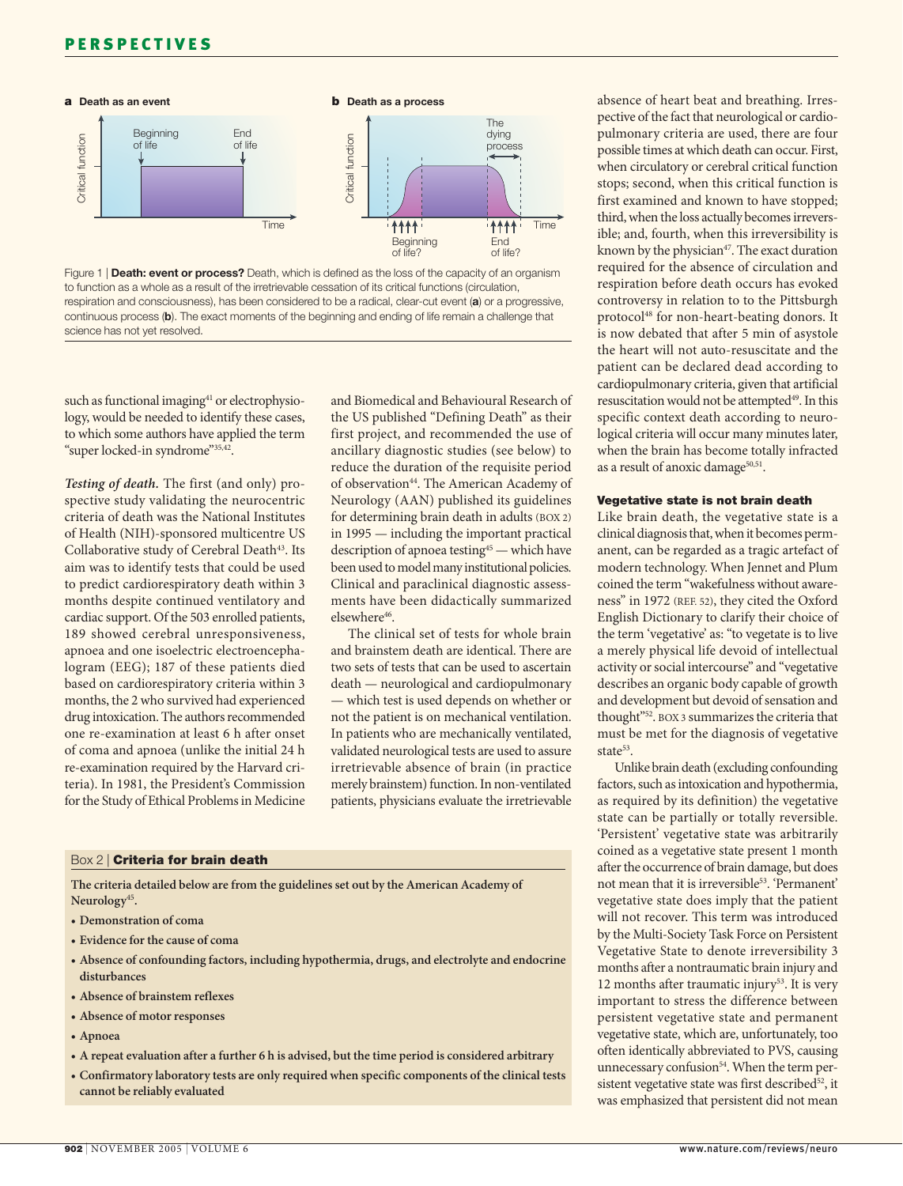Figure 1 | **Death: event or process?** Death, which is defined as the loss of the capacity of an organism to function as a whole as a result of the irretrievable cessation of its critical functions (circulation, respiration and consciousness), has been considered to be a radical, clear-cut event (**a**) or a progressive, continuous process (**b**). The exact moments of the beginning and ending of life remain a challenge that science has not yet resolved.

such as functional imaging[41] or electrophysiology, would be needed to identify these cases, to which some authors have applied the term "super locked-in syndrome"[35,42].

***Testing of death.*** The first (and only) prospective study validating the neurocentric criteria of death was the National Institutes of Health (NIH)-sponsored multicentre US Collaborative study of Cerebral Death[43]. Its aim was to identify tests that could be used to predict cardiorespiratory death within 3 months despite continued ventilatory and cardiac support. Of the 503 enrolled patients, 189 showed cerebral unresponsiveness, apnoea and one isoelectric electroencephalogram (EEG); 187 of these patients died based on cardiorespiratory criteria within 3 months, the 2 who survived had experienced drug intoxication. The authors recommended one re-examination at least 6 h after onset of coma and apnoea (unlike the initial 24 h re-examination required by the Harvard criteria). In 1981, the President's Commission for the Study of Ethical Problems in Medicine and Biomedical and Behavioural Research of the US published "Defining Death" as their first project, and recommended the use of ancillary diagnostic studies (see below) to reduce the duration of the requisite period of observation[44]. The American Academy of Neurology (AAN) published its guidelines for determining brain death in adults (BOX 2) in 1995 — including the important practical description of apnoea testing[45] — which have been used to model many institutional policies. Clinical and paraclinical diagnostic assessments have been didactically summarized elsewhere[46].

The clinical set of tests for whole brain and brainstem death are identical. There are two sets of tests that can be used to ascertain death — neurological and cardiopulmonary — which test is used depends on whether or not the patient is on mechanical ventilation. In patients who are mechanically ventilated, validated neurological tests are used to assure irretrievable absence of brain (in practice merely brainstem) function. In non-ventilated patients, physicians evaluate the irretrievable absence of heart beat and breathing. Irrespective of the fact that neurological or cardiopulmonary criteria are used, there are four possible times at which death can occur. First, when circulatory or cerebral critical function stops; second, when this critical function is first examined and known to have stopped; third, when the loss actually becomes irreversible; and, fourth, when this irreversibility is known by the physician[47]. The exact duration required for the absence of circulation and respiration before death occurs has evoked controversy in relation to to the Pittsburgh protocol[48] for non-heart-beating donors. It is now debated that after 5 min of asystole the heart will not auto-resuscitate and the patient can be declared dead according to cardiopulmonary criteria, given that artificial resuscitation would not be attempted[49]. In this specific context death according to neurological criteria will occur many minutes later, when the brain has become totally infracted as a result of anoxic damage[50,51].

> **Box 2 | Criteria for brain death**
>
> **The criteria detailed below are from the guidelines set out by the American Academy of Neurology[45].**
>
> - **Demonstration of coma**
> - **Evidence for the cause of coma**
> - **Absence of confounding factors, including hypothermia, drugs, and electrolyte and endocrine disturbances**
> - **Absence of brainstem reflexes**
> - **Absence of motor responses**
> - **Apnoea**
> - **A repeat evaluation after a further 6 h is advised, but the time period is considered arbitrary**
> - **Confirmatory laboratory tests are only required when specific components of the clinical tests cannot be reliably evaluated**

## Vegetative state is not brain death

Like brain death, the vegetative state is a clinical diagnosis that, when it becomes permanent, can be regarded as a tragic artefact of modern technology. When Jennet and Plum coined the term "wakefulness without awareness" in 1972 (REF. 52), they cited the Oxford English Dictionary to clarify their choice of the term 'vegetative' as: "to vegetate is to live a merely physical life devoid of intellectual activity or social intercourse" and "vegetative describes an organic body capable of growth and development but devoid of sensation and thought"[52]. BOX 3 summarizes the criteria that must be met for the diagnosis of vegetative state[53].

Unlike brain death (excluding confounding factors, such as intoxication and hypothermia, as required by its definition) the vegetative state can be partially or totally reversible. 'Persistent' vegetative state was arbitrarily coined as a vegetative state present 1 month after the occurrence of brain damage, but does not mean that it is irreversible[53]. 'Permanent' vegetative state does imply that the patient will not recover. This term was introduced by the Multi-Society Task Force on Persistent Vegetative State to denote irreversibility 3 months after a nontraumatic brain injury and 12 months after traumatic injury[53]. It is very important to stress the difference between persistent vegetative state and permanent vegetative state, which are, unfortunately, too often identically abbreviated to PVS, causing unnecessary confusion[54]. When the term persistent vegetative state was first described[52], it was emphasized that persistent did not mean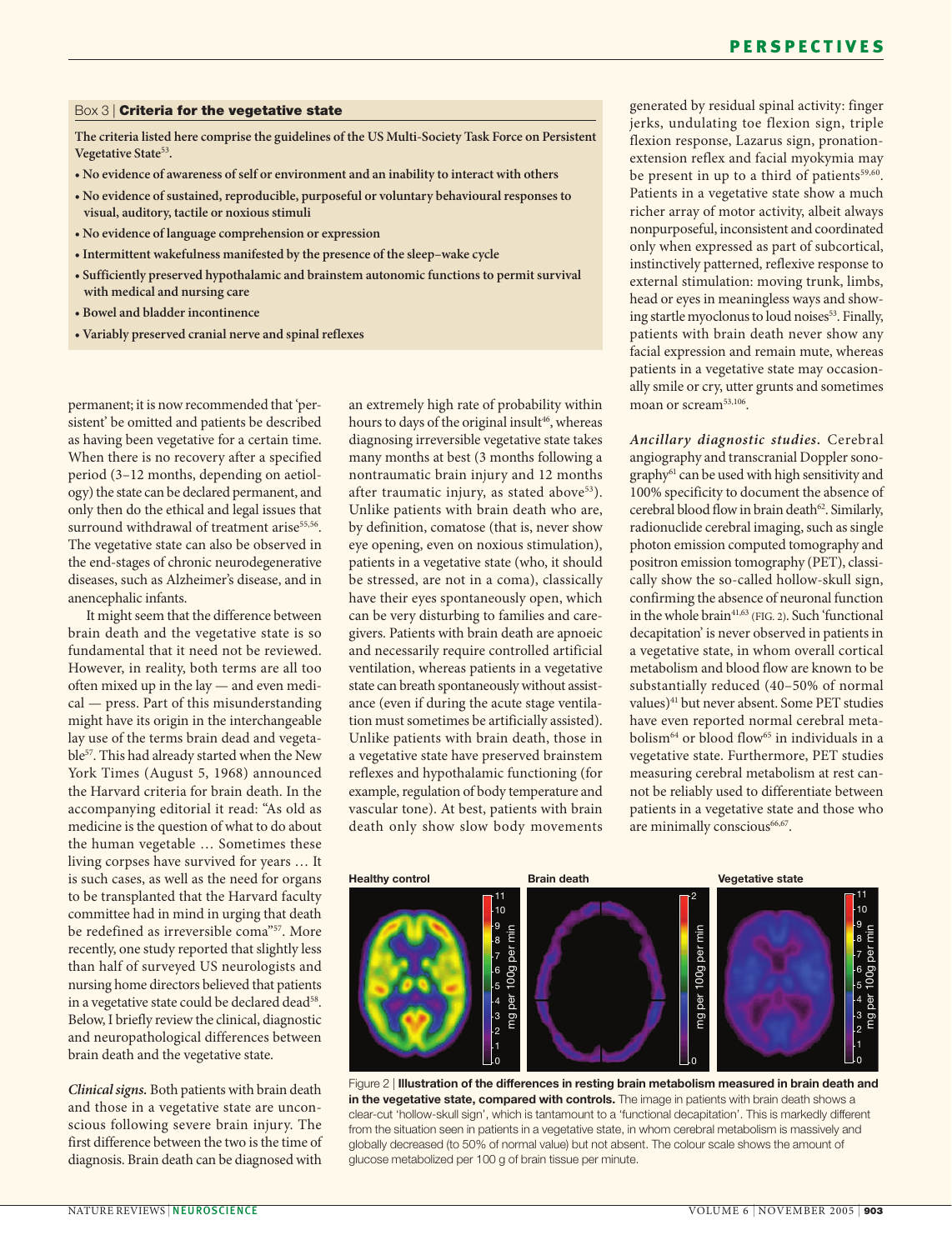### Box 3 | Criteria for the vegetative state

**The criteria listed here comprise the guidelines of the US Multi-Society Task Force on Persistent Vegetative State[53].**

- **No evidence of awareness of self or environment and an inability to interact with others**
- **No evidence of sustained, reproducible, purposeful or voluntary behavioural responses to visual, auditory, tactile or noxious stimuli**
- **No evidence of language comprehension or expression**
- **Intermittent wakefulness manifested by the presence of the sleep–wake cycle**
- **Sufficiently preserved hypothalamic and brainstem autonomic functions to permit survival with medical and nursing care**
- **Bowel and bladder incontinence**
- **Variably preserved cranial nerve and spinal reflexes**

permanent; it is now recommended that 'persistent' be omitted and patients be described as having been vegetative for a certain time. When there is no recovery after a specified period (3–12 months, depending on aetiology) the state can be declared permanent, and only then do the ethical and legal issues that surround withdrawal of treatment arise[55,56]. The vegetative state can also be observed in the end-stages of chronic neurodegenerative diseases, such as Alzheimer's disease, and in anencephalic infants.

It might seem that the difference between brain death and the vegetative state is so fundamental that it need not be reviewed. However, in reality, both terms are all too often mixed up in the lay — and even medical — press. Part of this misunderstanding might have its origin in the interchangeable lay use of the terms brain dead and vegetable[57]. This had already started when the New York Times (August 5, 1968) announced the Harvard criteria for brain death. In the accompanying editorial it read: "As old as medicine is the question of what to do about the human vegetable … Sometimes these living corpses have survived for years … It is such cases, as well as the need for organs to be transplanted that the Harvard faculty committee had in mind in urging that death be redefined as irreversible coma"[57]. More recently, one study reported that slightly less than half of surveyed US neurologists and nursing home directors believed that patients in a vegetative state could be declared dead[58]. Below, I briefly review the clinical, diagnostic and neuropathological differences between brain death and the vegetative state.

*Clinical signs.* Both patients with brain death and those in a vegetative state are unconscious following severe brain injury. The first difference between the two is the time of diagnosis. Brain death can be diagnosed with an extremely high rate of probability within hours to days of the original insult[46], whereas diagnosing irreversible vegetative state takes many months at best (3 months following a nontraumatic brain injury and 12 months after traumatic injury, as stated above[53]). Unlike patients with brain death who are, by definition, comatose (that is, never show eye opening, even on noxious stimulation), patients in a vegetative state (who, it should be stressed, are not in a coma), classically have their eyes spontaneously open, which can be very disturbing to families and caregivers. Patients with brain death are apnoeic and necessarily require controlled artificial ventilation, whereas patients in a vegetative state can breath spontaneously without assistance (even if during the acute stage ventilation must sometimes be artificially assisted). Unlike patients with brain death, those in a vegetative state have preserved brainstem reflexes and hypothalamic functioning (for example, regulation of body temperature and vascular tone). At best, patients with brain death only show slow body movements generated by residual spinal activity: finger jerks, undulating toe flexion sign, triple flexion response, Lazarus sign, pronation-extension reflex and facial myokymia may be present in up to a third of patients[59,60]. Patients in a vegetative state show a much richer array of motor activity, albeit always nonpurposeful, inconsistent and coordinated only when expressed as part of subcortical, instinctively patterned, reflexive response to external stimulation: moving trunk, limbs, head or eyes in meaningless ways and showing startle myoclonus to loud noises[53]. Finally, patients with brain death never show any facial expression and remain mute, whereas patients in a vegetative state may occasionally smile or cry, utter grunts and sometimes moan or scream[53,106].

*Ancillary diagnostic studies.* Cerebral angiography and transcranial Doppler sonography[61] can be used with high sensitivity and 100% specificity to document the absence of cerebral blood flow in brain death[62]. Similarly, radionuclide cerebral imaging, such as single photon emission computed tomography and positron emission tomography (PET), classically show the so-called hollow-skull sign, confirming the absence of neuronal function in the whole brain[41,63] (FIG. 2). Such 'functional decapitation' is never observed in patients in a vegetative state, in whom overall cortical metabolism and blood flow are known to be substantially reduced (40–50% of normal values)[41] but never absent. Some PET studies have even reported normal cerebral metabolism[64] or blood flow[65] in individuals in a vegetative state. Furthermore, PET studies measuring cerebral metabolism at rest cannot be reliably used to differentiate between patients in a vegetative state and those who are minimally conscious[66,67].

Figure 2 | **Illustration of the differences in resting brain metabolism measured in brain death and in the vegetative state, compared with controls.** The image in patients with brain death shows a clear-cut 'hollow-skull sign', which is tantamount to a 'functional decapitation'. This is markedly different from the situation seen in patients in a vegetative state, in whom cerebral metabolism is massively and globally decreased (to 50% of normal value) but not absent. The colour scale shows the amount of glucose metabolized per 100 g of brain tissue per minute.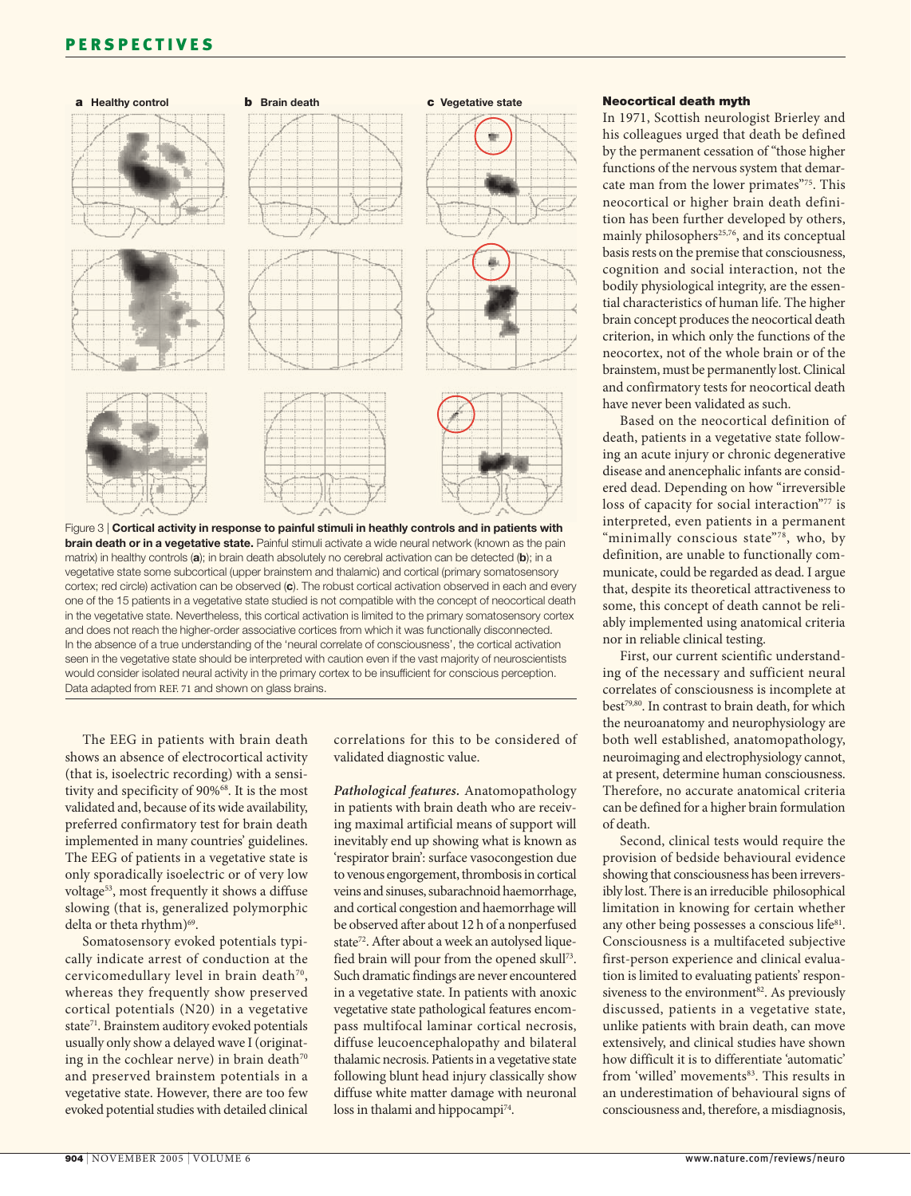Figure 3 | **Cortical activity in response to painful stimuli in heathly controls and in patients with brain death or in a vegetative state.** Painful stimuli activate a wide neural network (known as the pain matrix) in healthy controls (**a**); in brain death absolutely no cerebral activation can be detected (**b**); in a vegetative state some subcortical (upper brainstem and thalamic) and cortical (primary somatosensory cortex; red circle) activation can be observed (**c**). The robust cortical activation observed in each and every one of the 15 patients in a vegetative state studied is not compatible with the concept of neocortical death in the vegetative state. Nevertheless, this cortical activation is limited to the primary somatosensory cortex and does not reach the higher-order associative cortices from which it was functionally disconnected. In the absence of a true understanding of the 'neural correlate of consciousness', the cortical activation seen in the vegetative state should be interpreted with caution even if the vast majority of neuroscientists would consider isolated neural activity in the primary cortex to be insufficient for conscious perception. Data adapted from REF. 71 and shown on glass brains.

The EEG in patients with brain death shows an absence of electrocortical activity (that is, isoelectric recording) with a sensitivity and specificity of 90%[68]. It is the most validated and, because of its wide availability, preferred confirmatory test for brain death implemented in many countries' guidelines. The EEG of patients in a vegetative state is only sporadically isoelectric or of very low voltage[53], most frequently it shows a diffuse slowing (that is, generalized polymorphic delta or theta rhythm)[69].

Somatosensory evoked potentials typically indicate arrest of conduction at the cervicomedullary level in brain death[70], whereas they frequently show preserved cortical potentials (N20) in a vegetative state[71]. Brainstem auditory evoked potentials usually only show a delayed wave I (originating in the cochlear nerve) in brain death[70] and preserved brainstem potentials in a vegetative state. However, there are too few evoked potential studies with detailed clinical correlations for this to be considered of validated diagnostic value.

***Pathological features.*** Anatomopathology in patients with brain death who are receiving maximal artificial means of support will inevitably end up showing what is known as 'respirator brain': surface vasocongestion due to venous engorgement, thrombosis in cortical veins and sinuses, subarachnoid haemorrhage, and cortical congestion and haemorrhage will be observed after about 12 h of a nonperfused state[72]. After about a week an autolysed liquefied brain will pour from the opened skull[73]. Such dramatic findings are never encountered in a vegetative state. In patients with anoxic vegetative state pathological features encompass multifocal laminar cortical necrosis, diffuse leucoencephalopathy and bilateral thalamic necrosis. Patients in a vegetative state following blunt head injury classically show diffuse white matter damage with neuronal loss in thalami and hippocampi[74].

### Neocortical death myth

In 1971, Scottish neurologist Brierley and his colleagues urged that death be defined by the permanent cessation of "those higher functions of the nervous system that demarcate man from the lower primates"[75]. This neocortical or higher brain death definition has been further developed by others, mainly philosophers[25,76], and its conceptual basis rests on the premise that consciousness, cognition and social interaction, not the bodily physiological integrity, are the essential characteristics of human life. The higher brain concept produces the neocortical death criterion, in which only the functions of the neocortex, not of the whole brain or of the brainstem, must be permanently lost. Clinical and confirmatory tests for neocortical death have never been validated as such.

Based on the neocortical definition of death, patients in a vegetative state following an acute injury or chronic degenerative disease and anencephalic infants are considered dead. Depending on how "irreversible loss of capacity for social interaction"[77] is interpreted, even patients in a permanent "minimally conscious state"[78], who, by definition, are unable to functionally communicate, could be regarded as dead. I argue that, despite its theoretical attractiveness to some, this concept of death cannot be reliably implemented using anatomical criteria nor in reliable clinical testing.

First, our current scientific understanding of the necessary and sufficient neural correlates of consciousness is incomplete at best[79,80]. In contrast to brain death, for which the neuroanatomy and neurophysiology are both well established, anatomopathology, neuroimaging and electrophysiology cannot, at present, determine human consciousness. Therefore, no accurate anatomical criteria can be defined for a higher brain formulation of death.

Second, clinical tests would require the provision of bedside behavioural evidence showing that consciousness has been irreversibly lost. There is an irreducible philosophical limitation in knowing for certain whether any other being possesses a conscious life[81]. Consciousness is a multifaceted subjective first-person experience and clinical evaluation is limited to evaluating patients' responsiveness to the environment[82]. As previously discussed, patients in a vegetative state, unlike patients with brain death, can move extensively, and clinical studies have shown how difficult it is to differentiate 'automatic' from 'willed' movements[83]. This results in an underestimation of behavioural signs of consciousness and, therefore, a misdiagnosis,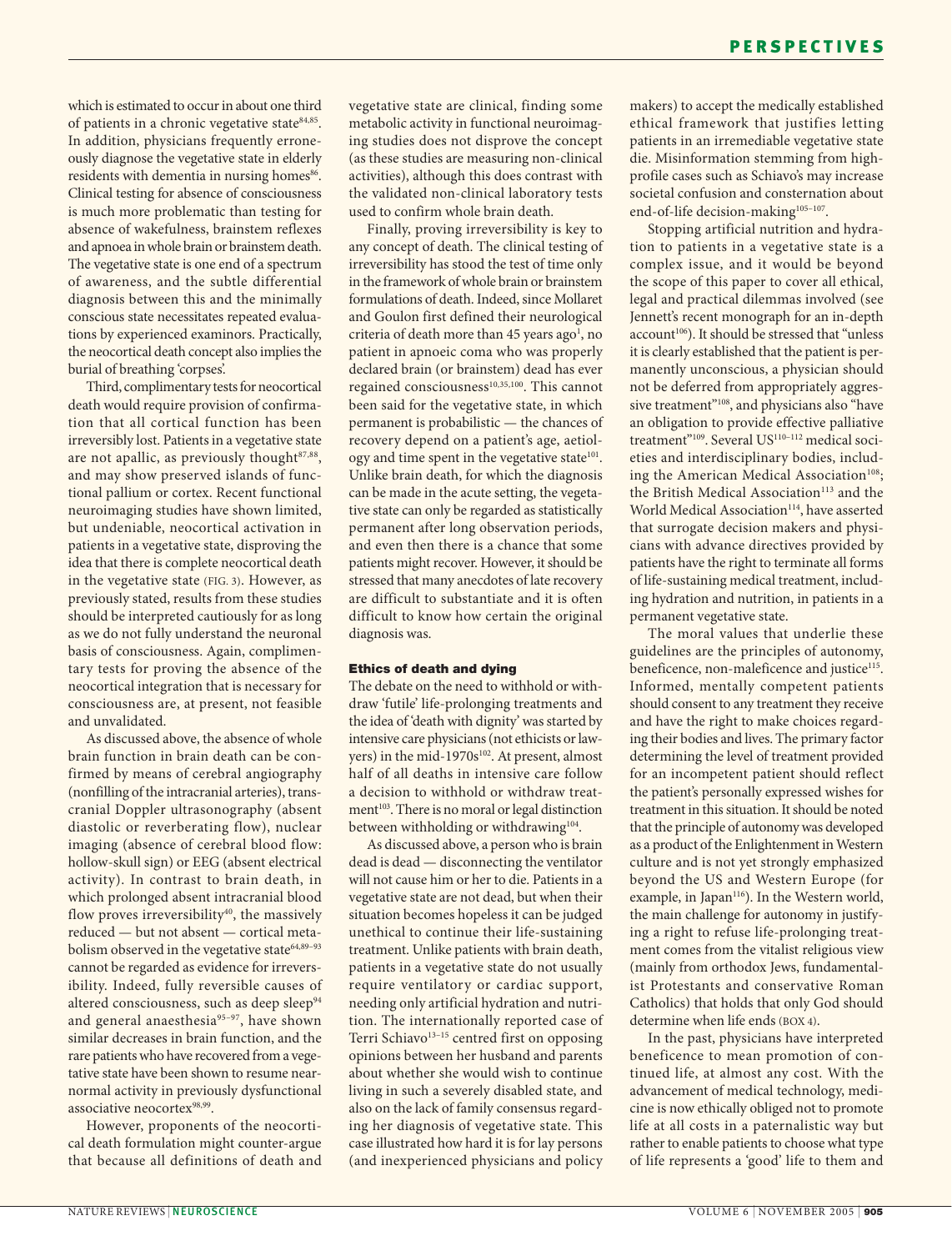which is estimated to occur in about one third of patients in a chronic vegetative state[84,85]. In addition, physicians frequently erroneously diagnose the vegetative state in elderly residents with dementia in nursing homes[86]. Clinical testing for absence of consciousness is much more problematic than testing for absence of wakefulness, brainstem reflexes and apnoea in whole brain or brainstem death. The vegetative state is one end of a spectrum of awareness, and the subtle differential diagnosis between this and the minimally conscious state necessitates repeated evaluations by experienced examinors. Practically, the neocortical death concept also implies the burial of breathing 'corpses'.

Third, complimentary tests for neocortical death would require provision of confirmation that all cortical function has been irreversibly lost. Patients in a vegetative state are not apallic, as previously thought[87,88], and may show preserved islands of functional pallium or cortex. Recent functional neuroimaging studies have shown limited, but undeniable, neocortical activation in patients in a vegetative state, disproving the idea that there is complete neocortical death in the vegetative state (FIG. 3). However, as previously stated, results from these studies should be interpreted cautiously for as long as we do not fully understand the neuronal basis of consciousness. Again, complimentary tests for proving the absence of the neocortical integration that is necessary for consciousness are, at present, not feasible and unvalidated.

As discussed above, the absence of whole brain function in brain death can be confirmed by means of cerebral angiography (nonfilling of the intracranial arteries), transcranial Doppler ultrasonography (absent diastolic or reverberating flow), nuclear imaging (absence of cerebral blood flow: hollow-skull sign) or EEG (absent electrical activity). In contrast to brain death, in which prolonged absent intracranial blood flow proves irreversibility[40], the massively reduced — but not absent — cortical metabolism observed in the vegetative state[64,89–93] cannot be regarded as evidence for irreversibility. Indeed, fully reversible causes of altered consciousness, such as deep sleep[94] and general anaesthesia[95–97], have shown similar decreases in brain function, and the rare patients who have recovered from a vegetative state have been shown to resume near-normal activity in previously dysfunctional associative neocortex[98,99].

However, proponents of the neocortical death formulation might counter-argue that because all definitions of death and vegetative state are clinical, finding some metabolic activity in functional neuroimaging studies does not disprove the concept (as these studies are measuring non-clinical activities), although this does contrast with the validated non-clinical laboratory tests used to confirm whole brain death.

Finally, proving irreversibility is key to any concept of death. The clinical testing of irreversibility has stood the test of time only in the framework of whole brain or brainstem formulations of death. Indeed, since Mollaret and Goulon first defined their neurological criteria of death more than 45 years ago[1], no patient in apnoeic coma who was properly declared brain (or brainstem) dead has ever regained consciousness[10,35,100]. This cannot been said for the vegetative state, in which permanent is probabilistic — the chances of recovery depend on a patient's age, aetiology and time spent in the vegetative state[101]. Unlike brain death, for which the diagnosis can be made in the acute setting, the vegetative state can only be regarded as statistically permanent after long observation periods, and even then there is a chance that some patients might recover. However, it should be stressed that many anecdotes of late recovery are difficult to substantiate and it is often difficult to know how certain the original diagnosis was.

## Ethics of death and dying

The debate on the need to withhold or withdraw 'futile' life-prolonging treatments and the idea of 'death with dignity' was started by intensive care physicians (not ethicists or lawyers) in the mid-1970s[102]. At present, almost half of all deaths in intensive care follow a decision to withhold or withdraw treatment[103]. There is no moral or legal distinction between withholding or withdrawing[104].

As discussed above, a person who is brain dead is dead — disconnecting the ventilator will not cause him or her to die. Patients in a vegetative state are not dead, but when their situation becomes hopeless it can be judged unethical to continue their life-sustaining treatment. Unlike patients with brain death, patients in a vegetative state do not usually require ventilatory or cardiac support, needing only artificial hydration and nutrition. The internationally reported case of Terri Schiavo[13–15] centred first on opposing opinions between her husband and parents about whether she would wish to continue living in such a severely disabled state, and also on the lack of family consensus regarding her diagnosis of vegetative state. This case illustrated how hard it is for lay persons (and inexperienced physicians and policy makers) to accept the medically established ethical framework that justifies letting patients in an irremediable vegetative state die. Misinformation stemming from high-profile cases such as Schiavo's may increase societal confusion and consternation about end-of-life decision-making[105–107].

Stopping artificial nutrition and hydration to patients in a vegetative state is a complex issue, and it would be beyond the scope of this paper to cover all ethical, legal and practical dilemmas involved (see Jennett's recent monograph for an in-depth account[106]). It should be stressed that "unless it is clearly established that the patient is permanently unconscious, a physician should not be deferred from appropriately aggressive treatment"[108], and physicians also "have an obligation to provide effective palliative treatment"[109]. Several US[110–112] medical societies and interdisciplinary bodies, including the American Medical Association[108]; the British Medical Association[113] and the World Medical Association[114], have asserted that surrogate decision makers and physicians with advance directives provided by patients have the right to terminate all forms of life-sustaining medical treatment, including hydration and nutrition, in patients in a permanent vegetative state.

The moral values that underlie these guidelines are the principles of autonomy, beneficence, non-maleficence and justice[115]. Informed, mentally competent patients should consent to any treatment they receive and have the right to make choices regarding their bodies and lives. The primary factor determining the level of treatment provided for an incompetent patient should reflect the patient's personally expressed wishes for treatment in this situation. It should be noted that the principle of autonomy was developed as a product of the Enlightenment in Western culture and is not yet strongly emphasized beyond the US and Western Europe (for example, in Japan[116]). In the Western world, the main challenge for autonomy in justifying a right to refuse life-prolonging treatment comes from the vitalist religious view (mainly from orthodox Jews, fundamentalist Protestants and conservative Roman Catholics) that holds that only God should determine when life ends (BOX 4).

In the past, physicians have interpreted beneficence to mean promotion of continued life, at almost any cost. With the advancement of medical technology, medicine is now ethically obliged not to promote life at all costs in a paternalistic way but rather to enable patients to choose what type of life represents a 'good' life to them and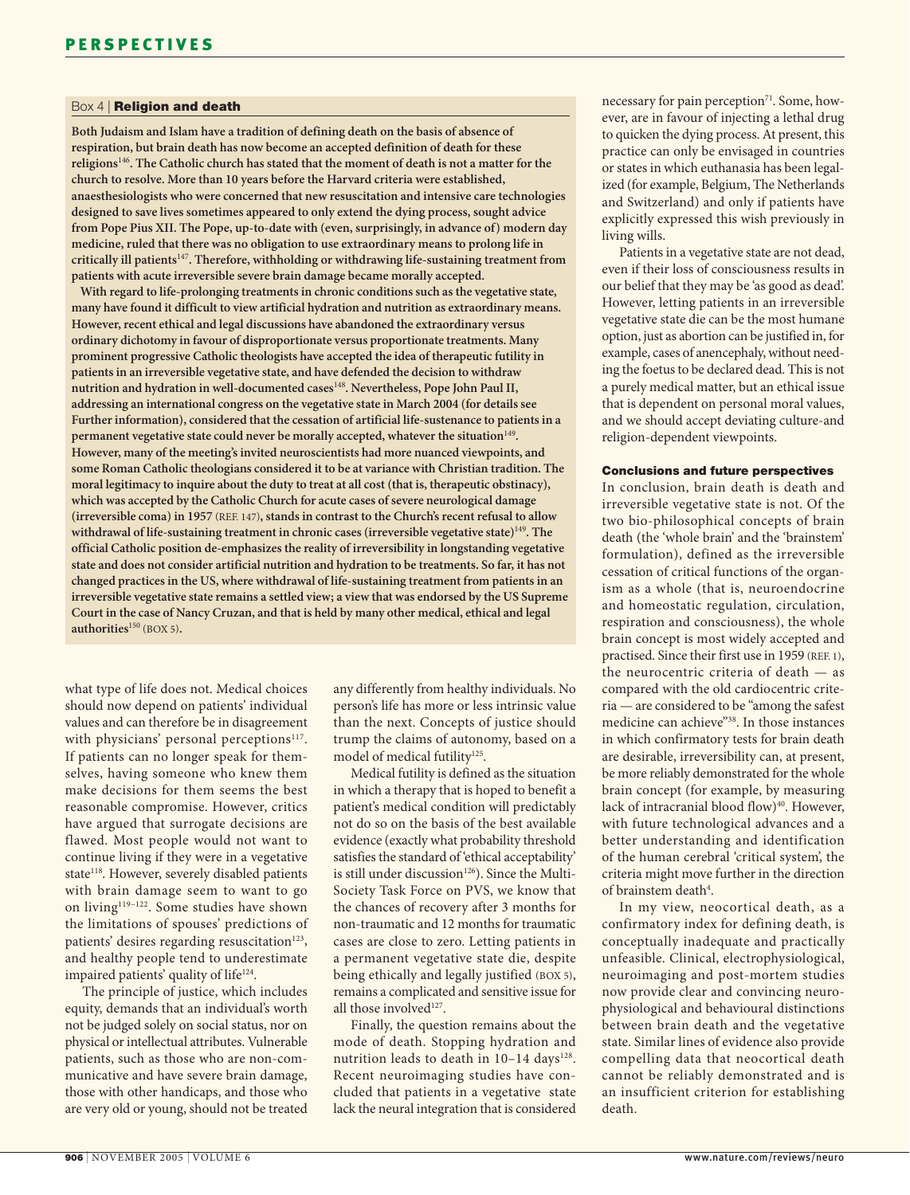### Box 4 | Religion and death

**Both Judaism and Islam have a tradition of defining death on the basis of absence of respiration, but brain death has now become an accepted definition of death for these religions[146]. The Catholic church has stated that the moment of death is not a matter for the church to resolve. More than 10 years before the Harvard criteria were established, anaesthesiologists who were concerned that new resuscitation and intensive care technologies designed to save lives sometimes appeared to only extend the dying process, sought advice from Pope Pius XII. The Pope, up-to-date with (even, surprisingly, in advance of) modern day medicine, ruled that there was no obligation to use extraordinary means to prolong life in critically ill patients[147]. Therefore, withholding or withdrawing life-sustaining treatment from patients with acute irreversible severe brain damage became morally accepted.**

**With regard to life-prolonging treatments in chronic conditions such as the vegetative state, many have found it difficult to view artificial hydration and nutrition as extraordinary means. However, recent ethical and legal discussions have abandoned the extraordinary versus ordinary dichotomy in favour of disproportionate versus proportionate treatments. Many prominent progressive Catholic theologists have accepted the idea of therapeutic futility in patients in an irreversible vegetative state, and have defended the decision to withdraw nutrition and hydration in well-documented cases[148]. Nevertheless, Pope John Paul II, addressing an international congress on the vegetative state in March 2004 (for details see Further information), considered that the cessation of artificial life-sustenance to patients in a permanent vegetative state could never be morally accepted, whatever the situation[149]. However, many of the meeting's invited neuroscientists had more nuanced viewpoints, and some Roman Catholic theologians considered it to be at variance with Christian tradition. The moral legitimacy to inquire about the duty to treat at all cost (that is, therapeutic obstinacy), which was accepted by the Catholic Church for acute cases of severe neurological damage (irreversible coma) in 1957 (REF. 147), stands in contrast to the Church's recent refusal to allow withdrawal of life-sustaining treatment in chronic cases (irreversible vegetative state)[149]. The official Catholic position de-emphasizes the reality of irreversibility in longstanding vegetative state and does not consider artificial nutrition and hydration to be treatments. So far, it has not changed practices in the US, where withdrawal of life-sustaining treatment from patients in an irreversible vegetative state remains a settled view; a view that was endorsed by the US Supreme Court in the case of Nancy Cruzan, and that is held by many other medical, ethical and legal authorities[150] (BOX 5).**

what type of life does not. Medical choices should now depend on patients' individual values and can therefore be in disagreement with physicians' personal perceptions[117]. If patients can no longer speak for themselves, having someone who knew them make decisions for them seems the best reasonable compromise. However, critics have argued that surrogate decisions are flawed. Most people would not want to continue living if they were in a vegetative state[118]. However, severely disabled patients with brain damage seem to want to go on living[119–122]. Some studies have shown the limitations of spouses' predictions of patients' desires regarding resuscitation[123], and healthy people tend to underestimate impaired patients' quality of life[124].

The principle of justice, which includes equity, demands that an individual's worth not be judged solely on social status, nor on physical or intellectual attributes. Vulnerable patients, such as those who are non-communicative and have severe brain damage, those with other handicaps, and those who are very old or young, should not be treated any differently from healthy individuals. No person's life has more or less intrinsic value than the next. Concepts of justice should trump the claims of autonomy, based on a model of medical futility[125].

Medical futility is defined as the situation in which a therapy that is hoped to benefit a patient's medical condition will predictably not do so on the basis of the best available evidence (exactly what probability threshold satisfies the standard of 'ethical acceptability' is still under discussion[126]). Since the Multi-Society Task Force on PVS, we know that the chances of recovery after 3 months for non-traumatic and 12 months for traumatic cases are close to zero. Letting patients in a permanent vegetative state die, despite being ethically and legally justified (BOX 5), remains a complicated and sensitive issue for all those involved[127].

Finally, the question remains about the mode of death. Stopping hydration and nutrition leads to death in 10–14 days[128]. Recent neuroimaging studies have concluded that patients in a vegetative state lack the neural integration that is considered necessary for pain perception[71]. Some, however, are in favour of injecting a lethal drug to quicken the dying process. At present, this practice can only be envisaged in countries or states in which euthanasia has been legalized (for example, Belgium, The Netherlands and Switzerland) and only if patients have explicitly expressed this wish previously in living wills.

Patients in a vegetative state are not dead, even if their loss of consciousness results in our belief that they may be 'as good as dead'. However, letting patients in an irreversible vegetative state die can be the most humane option, just as abortion can be justified in, for example, cases of anencephaly, without needing the foetus to be declared dead. This is not a purely medical matter, but an ethical issue that is dependent on personal moral values, and we should accept deviating culture-and religion-dependent viewpoints.

## Conclusions and future perspectives

In conclusion, brain death is death and irreversible vegetative state is not. Of the two bio-philosophical concepts of brain death (the 'whole brain' and the 'brainstem' formulation), defined as the irreversible cessation of critical functions of the organism as a whole (that is, neuroendocrine and homeostatic regulation, circulation, respiration and consciousness), the whole brain concept is most widely accepted and practised. Since their first use in 1959 (REF. 1), the neurocentric criteria of death — as compared with the old cardiocentric criteria — are considered to be "among the safest medicine can achieve"[38]. In those instances in which confirmatory tests for brain death are desirable, irreversibility can, at present, be more reliably demonstrated for the whole brain concept (for example, by measuring lack of intracranial blood flow)[40]. However, with future technological advances and a better understanding and identification of the human cerebral 'critical system', the criteria might move further in the direction of brainstem death[4].

In my view, neocortical death, as a confirmatory index for defining death, is conceptually inadequate and practically unfeasible. Clinical, electrophysiological, neuroimaging and post-mortem studies now provide clear and convincing neurophysiological and behavioural distinctions between brain death and the vegetative state. Similar lines of evidence also provide compelling data that neocortical death cannot be reliably demonstrated and is an insufficient criterion for establishing death.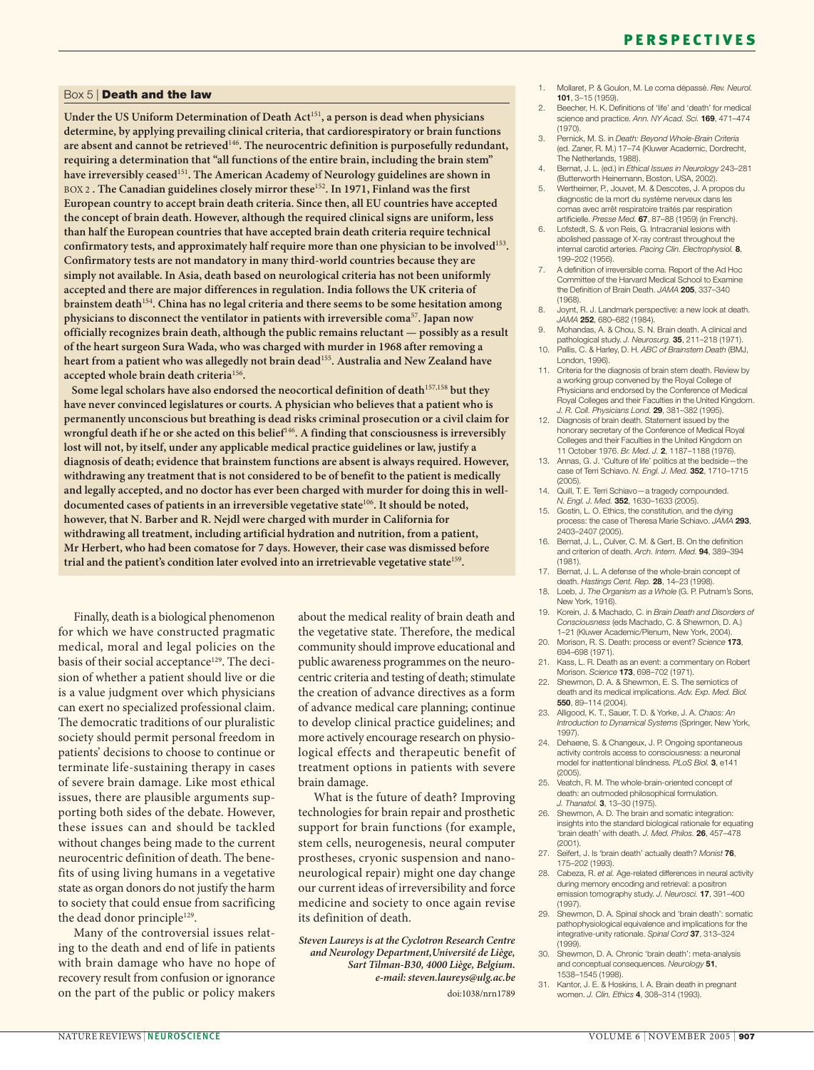### Box 5 | Death and the law

**Under the US Uniform Determination of Death Act[151], a person is dead when physicians determine, by applying prevailing clinical criteria, that cardiorespiratory or brain functions are absent and cannot be retrieved[146]. The neurocentric definition is purposefully redundant, requiring a determination that "all functions of the entire brain, including the brain stem" have irreversibly ceased[151]. The American Academy of Neurology guidelines are shown in BOX 2. The Canadian guidelines closely mirror these[152]. In 1971, Finland was the first European country to accept brain death criteria. Since then, all EU countries have accepted the concept of brain death. However, although the required clinical signs are uniform, less than half the European countries that have accepted brain death criteria require technical confirmatory tests, and approximately half require more than one physician to be involved[153]. Confirmatory tests are not mandatory in many third-world countries because they are simply not available. In Asia, death based on neurological criteria has not been uniformly accepted and there are major differences in regulation. India follows the UK criteria of brainstem death[154]. China has no legal criteria and there seems to be some hesitation among physicians to disconnect the ventilator in patients with irreversible coma[57]. Japan now officially recognizes brain death, although the public remains reluctant — possibly as a result of the heart surgeon Sura Wada, who was charged with murder in 1968 after removing a heart from a patient who was allegedly not brain dead[155]. Australia and New Zealand have accepted whole brain death criteria[156].**

**Some legal scholars have also endorsed the neocortical definition of death[157,158] but they have never convinced legislatures or courts. A physician who believes that a patient who is permanently unconscious but breathing is dead risks criminal prosecution or a civil claim for wrongful death if he or she acted on this belief[146]. A finding that consciousness is irreversibly lost will not, by itself, under any applicable medical practice guidelines or law, justify a diagnosis of death; evidence that brainstem functions are absent is always required. However, withdrawing any treatment that is not considered to be of benefit to the patient is medically and legally accepted, and no doctor has ever been charged with murder for doing this in well-documented cases of patients in an irreversible vegetative state[106]. It should be noted, however, that N. Barber and R. Nejdl were charged with murder in California for withdrawing all treatment, including artificial hydration and nutrition, from a patient, Mr Herbert, who had been comatose for 7 days. However, their case was dismissed before trial and the patient's condition later evolved into an irretrievable vegetative state[159].**

Finally, death is a biological phenomenon for which we have constructed pragmatic medical, moral and legal policies on the basis of their social acceptance[129]. The decision of whether a patient should live or die is a value judgment over which physicians can exert no specialized professional claim. The democratic traditions of our pluralistic society should permit personal freedom in patients' decisions to choose to continue or terminate life-sustaining therapy in cases of severe brain damage. Like most ethical issues, there are plausible arguments supporting both sides of the debate. However, these issues can and should be tackled without changes being made to the current neurocentric definition of death. The benefits of using living humans in a vegetative state as organ donors do not justify the harm to society that could ensue from sacrificing the dead donor principle[129].

Many of the controversial issues relating to the death and end of life in patients with brain damage who have no hope of recovery result from confusion or ignorance on the part of the public or policy makers about the medical reality of brain death and the vegetative state. Therefore, the medical community should improve educational and public awareness programmes on the neurocentric criteria and testing of death; stimulate the creation of advance directives as a form of advance medical care planning; continue to develop clinical practice guidelines; and more actively encourage research on physiological effects and therapeutic benefit of treatment options in patients with severe brain damage.

What is the future of death? Improving technologies for brain repair and prosthetic support for brain functions (for example, stem cells, neurogenesis, neural computer prostheses, cryonic suspension and nanoneurological repair) might one day change our current ideas of irreversibility and force medicine and society to once again revise its definition of death.

*Steven Laureys is at the Cyclotron Research Centre and Neurology Department, Université de Liège, Sart Tilman-B30, 4000 Liège, Belgium.*
*e-mail: steven.laureys@ulg.ac.be*

doi:1038/nrn1789

1. Mollaret, P. & Goulon, M. Le coma dépassé. *Rev. Neurol.* **101**, 3–15 (1959).
2. Beecher, H. K. Definitions of 'life' and 'death' for medical science and practice. *Ann. NY Acad. Sci.* **169**, 471–474 (1970).
3. Pernick, M. S. in *Death: Beyond Whole-Brain Criteria* (ed. Zaner, R. M.) 17–74 (Kluwer Academic, Dordrecht, The Netherlands, 1988).
4. Bernat, J. L. (ed.) in *Ethical Issues in Neurology* 243–281 (Butterworth Heinemann, Boston, USA, 2002).
5. Wertheimer, P., Jouvet, M. & Descotes, J. A propos du diagnostic de la mort du système nerveux dans les comas avec arrêt respiratoire traités par respiration artificielle. *Presse Med.* **67**, 87–88 (1959) (in French).
6. Lofstedt, S. & von Reis, G. Intracranial lesions with abolished passage of X-ray contrast throughout the internal carotid arteries. *Pacing Clin. Electrophysiol.* **8**, 199–202 (1956).
7. A definition of irreversible coma. Report of the Ad Hoc Committee of the Harvard Medical School to Examine the Definition of Brain Death. *JAMA* **205**, 337–340 (1968).
8. Joynt, R. J. Landmark perspective: a new look at death. *JAMA* **252**, 680–682 (1984).
9. Mohandas, A. & Chou, S. N. Brain death. A clinical and pathological study. *J. Neurosurg.* **35**, 211–218 (1971).
10. Pallis, C. & Harley, D. H. *ABC of Brainstem Death* (BMJ, London, 1996).
11. Criteria for the diagnosis of brain stem death. Review by a working group convened by the Royal College of Physicians and endorsed by the Conference of Medical Royal Colleges and their Faculties in the United Kingdom. *J. R. Coll. Physicians Lond.* **29**, 381–382 (1995).
12. Diagnosis of brain death. Statement issued by the honorary secretary of the Conference of Medical Royal Colleges and their Faculties in the United Kingdom on 11 October 1976. *Br. Med. J.* **2**, 1187–1188 (1976).
13. Annas, G. J. 'Culture of life' politics at the bedside—the case of Terri Schiavo. *N. Engl. J. Med.* **352**, 1710–1715 (2005).
14. Quill, T. E. Terri Schiavo—a tragedy compounded. *N. Engl. J. Med.* **352**, 1630–1633 (2005).
15. Gostin, L. O. Ethics, the constitution, and the dying process: the case of Theresa Marie Schiavo. *JAMA* **293**, 2403–2407 (2005).
16. Bernat, J. L., Culver, C. M. & Gert, B. On the definition and criterion of death. *Arch. Intern. Med.* **94**, 389–394 (1981).
17. Bernat, J. L. A defense of the whole-brain concept of death. *Hastings Cent. Rep.* **28**, 14–23 (1998).
18. Loeb, J. *The Organism as a Whole* (G. P. Putnam's Sons, New York, 1916).
19. Korein, J. & Machado, C. in *Brain Death and Disorders of Consciousness* (eds Machado, C. & Shewmon, D. A.) 1–21 (Kluwer Academic/Plenum, New York, 2004).
20. Morison, R. S. Death: process or event? *Science* **173**, 694–698 (1971).
21. Kass, L. R. Death as an event: a commentary on Robert Morison. *Science* **173**, 698–702 (1971).
22. Shewmon, D. A. & Shewmon, E. S. The semiotics of death and its medical implications. *Adv. Exp. Med. Biol.* **550**, 89–114 (2004).
23. Alligood, K. T., Sauer, T. D. & Yorke, J. A. *Chaos: An Introduction to Dynamical Systems* (Springer, New York, 1997).
24. Dehaene, S. & Changeux, J. P. Ongoing spontaneous activity controls access to consciousness: a neuronal model for inattentional blindness. *PLoS Biol.* **3**, e141 (2005).
25. Veatch, R. M. The whole-brain-oriented concept of death: an outmoded philosophical formulation. *J. Thanatol.* **3**, 13–30 (1975).
26. Shewmon, A. D. The brain and somatic integration: insights into the standard biological rationale for equating 'brain death' with death. *J. Med. Philos.* **26**, 457–478 (2001).
27. Seifert, J. Is 'brain death' actually death? *Monist* **76**, 175–202 (1993).
28. Cabeza, R. *et al.* Age-related differences in neural activity during memory encoding and retrieval: a positron emission tomography study. *J. Neurosci.* **17**, 391–400 (1997).
29. Shewmon, D. A. Spinal shock and 'brain death': somatic pathophysiological equivalence and implications for the integrative-unity rationale. *Spinal Cord* **37**, 313–324 (1999).
30. Shewmon, D. A. Chronic 'brain death': meta-analysis and conceptual consequences. *Neurology* **51**, 1538–1545 (1998).
31. Kantor, J. E. & Hoskins, I. A. Brain death in pregnant women. *J. Clin. Ethics* **4**, 308–314 (1993).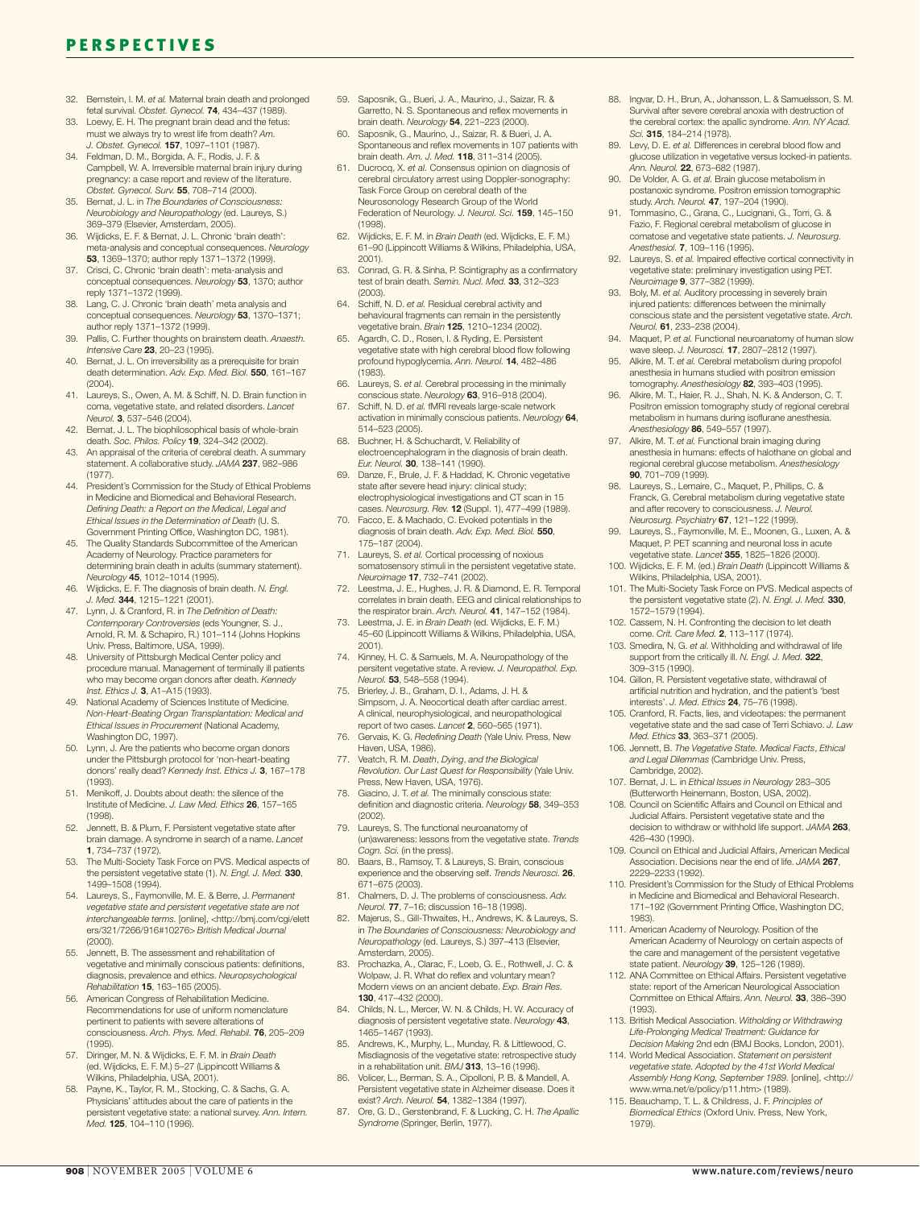32. Bernstein, I. M. *et al.* Maternal brain death and prolonged fetal survival. *Obstet. Gynecol.* **74**, 434–437 (1989).
33. Loewy, E. H. The pregnant brain dead and the fetus: must we always try to wrest life from death? *Am. J. Obstet. Gynecol.* **157**, 1097–1101 (1987).
34. Feldman, D. M., Borgida, A. F., Rodis, J. F. & Campbell, W. A. Irreversible maternal brain injury during pregnancy: a case report and review of the literature. *Obstet. Gynecol. Surv.* **55**, 708–714 (2000).
35. Bernat, J. L. in *The Boundaries of Consciousness: Neurobiology and Neuropathology* (ed. Laureys, S.) 369–379 (Elsevier, Amsterdam, 2005).
36. Wijdicks, E. F. & Bernat, J. L. Chronic 'brain death': meta-analysis and conceptual consequences. *Neurology* **53**, 1369–1370; author reply 1371–1372 (1999).
37. Crisci, C. Chronic 'brain death': meta-analysis and conceptual consequences. *Neurology* **53**, 1370; author reply 1371–1372 (1999).
38. Lang, C. J. Chronic 'brain death' meta analysis and conceptual consequences. *Neurology* **53**, 1370–1371; author reply 1371–1372 (1999).
39. Pallis, C. Further thoughts on brainstem death. *Anaesth. Intensive Care* **23**, 20–23 (1995).
40. Bernat, J. L. On irreversibility as a prerequisite for brain death determination. *Adv. Exp. Med. Biol.* **550**, 161–167 (2004).
41. Laureys, S., Owen, A. M. & Schiff, N. D. Brain function in coma, vegetative state, and related disorders. *Lancet Neurol.* **3**, 537–546 (2004).
42. Bernat, J. L. The biophilosophical basis of whole-brain death. *Soc. Philos. Policy* **19**, 324–342 (2002).
43. An appraisal of the criteria of cerebral death. A summary statement. A collaborative study. *JAMA* **237**, 982–986 (1977).
44. President's Commission for the Study of Ethical Problems in Medicine and Biomedical and Behavioral Research. *Defining Death: a Report on the Medical, Legal and Ethical Issues in the Determination of Death* (U. S. Government Printing Office, Washington DC, 1981).
45. The Quality Standards Subcommittee of the American Academy of Neurology. Practice parameters for determining brain death in adults (summary statement). *Neurology* **45**, 1012–1014 (1995).
46. Wijdicks, E. F. The diagnosis of brain death. *N. Engl. J. Med.* **344**, 1215–1221 (2001).
47. Lynn, J. & Cranford, R. in *The Definition of Death: Contemporary Controversies* (eds Youngner, S. J., Arnold, R. M. & Schapiro, R.) 101–114 (Johns Hopkins Univ. Press, Baltimore, USA, 1999).
48. University of Pittsburgh Medical Center policy and procedure manual. Management of terminally ill patients who may become organ donors after death. *Kennedy Inst. Ethics J.* **3**, A1–A15 (1993).
49. National Academy of Sciences Institute of Medicine. *Non-Heart-Beating Organ Transplantation: Medical and Ethical Issues in Procurement* (National Academy, Washington DC, 1997).
50. Lynn, J. Are the patients who become organ donors under the Pittsburgh protocol for 'non-heart-beating donors' really dead? *Kennedy Inst. Ethics J.* **3**, 167–178 (1993).
51. Menikoff, J. Doubts about death: the silence of the Institute of Medicine. *J. Law Med. Ethics* **26**, 157–165 (1998).
52. Jennett, B. & Plum, F. Persistent vegetative state after brain damage. A syndrome in search of a name. *Lancet* **1**, 734–737 (1972).
53. The Multi-Society Task Force on PVS. Medical aspects of the persistent vegetative state (1). *N. Engl. J. Med.* **330**, 1499–1508 (1994).
54. Laureys, S., Faymonville, M. E. & Berre, J. *Permanent vegetative state and persistent vegetative state are not interchangeable terms.* [online], <http://bmj.com/cgi/eletters/321/7266/916#10276> *British Medical Journal* (2000).
55. Jennett, B. The assessment and rehabilitation of vegetative and minimally conscious patients: definitions, diagnosis, prevalence and ethics. *Neuropsychological Rehabilitation* **15**, 163–165 (2005).
56. American Congress of Rehabilitation Medicine. Recommendations for use of uniform nomenclature pertinent to patients with severe alterations of consciousness. *Arch. Phys. Med. Rehabil.* **76**, 205–209 (1995).
57. Diringer, M. N. & Wijdicks, E. F. M. in *Brain Death* (ed. Wijdicks, E. F. M.) 5–27 (Lippincott Williams & Wilkins, Philadelphia, USA, 2001).
58. Payne, K., Taylor, R. M., Stocking, C. & Sachs, G. A. Physicians' attitudes about the care of patients in the persistent vegetative state: a national survey. *Ann. Intern. Med.* **125**, 104–110 (1996).
59. Saposnik, G., Bueri, J. A., Maurino, J., Saizar, R. & Garretto, N. S. Spontaneous and reflex movements in brain death. *Neurology* **54**, 221–223 (2000).
60. Saposnik, G., Maurino, J., Saizar, R. & Bueri, J. A. Spontaneous and reflex movements in 107 patients with brain death. *Am. J. Med.* **118**, 311–314 (2005).
61. Ducrocq, X. *et al.* Consensus opinion on diagnosis of cerebral circulatory arrest using Doppler-sonography: Task Force Group on cerebral death of the Neurosonology Research Group of the World Federation of Neurology. *J. Neurol. Sci.* **159**, 145–150 (1998).
62. Wijdicks, E. F. M. in *Brain Death* (ed. Wijdicks, E. F. M.) 61–90 (Lippincott Williams & Wilkins, Philadelphia, USA, 2001).
63. Conrad, G. R. & Sinha, P. Scintigraphy as a confirmatory test of brain death. *Semin. Nucl. Med.* **33**, 312–323 (2003).
64. Schiff, N. D. *et al.* Residual cerebral activity and behavioural fragments can remain in the persistently vegetative brain. *Brain* **125**, 1210–1234 (2002).
65. Agardh, C. D., Rosen, I. & Ryding, E. Persistent vegetative state with high cerebral blood flow following profound hypoglycemia. *Ann. Neurol.* **14**, 482–486 (1983).
66. Laureys, S. *et al.* Cerebral processing in the minimally conscious state. *Neurology* **63**, 916–918 (2004).
67. Schiff, N. D. *et al.* fMRI reveals large-scale network activation in minimally conscious patients. *Neurology* **64**, 514–523 (2005).
68. Buchner, H. & Schuchardt, V. Reliability of electroencephalogram in the diagnosis of brain death. *Eur. Neurol.* **30**, 138–141 (1990).
69. Danze, F., Brule, J. F. & Haddad, K. Chronic vegetative state after severe head injury: clinical study; electrophysiological investigations and CT scan in 15 cases. *Neurosurg. Rev.* **12** (Suppl. 1), 477–499 (1989).
70. Facco, E. & Machado, C. Evoked potentials in the diagnosis of brain death. *Adv. Exp. Med. Biol.* **550**, 175–187 (2004).
71. Laureys, S. *et al.* Cortical processing of noxious somatosensory stimuli in the persistent vegetative state. *Neuroimage* **17**, 732–741 (2002).
72. Leestma, J. E., Hughes, J. R. & Diamond, E. R. Temporal correlates in brain death. EEG and clinical relationships to the respirator brain. *Arch. Neurol.* **41**, 147–152 (1984).
73. Leestma, J. E. in *Brain Death* (ed. Wijdicks, E. F. M.) 45–60 (Lippincott Williams & Wilkins, Philadelphia, USA, 2001).
74. Kinney, H. C. & Samuels, M. A. Neuropathology of the persitent vegetative state. A review. *J. Neuropathol. Exp. Neurol.* **53**, 548–558 (1994).
75. Brierley, J. B., Graham, D. I., Adams, J. H. & Simpsom, J. A. Neocortical death after cardiac arrest. A clinical, neurophysiological, and neuropathological report of two cases. *Lancet* **2**, 560–565 (1971).
76. Gervais, K. G. *Redefining Death* (Yale Univ. Press, New Haven, USA, 1986).
77. Veatch, R. M. *Death, Dying, and the Biological Revolution. Our Last Quest for Responsibility* (Yale Univ. Press, New Haven, USA, 1976).
78. Giacino, J. T. *et al.* The minimally conscious state: definition and diagnostic criteria. *Neurology* **58**, 349–353 (2002).
79. Laureys, S. The functional neuroanatomy of (un)awareness: lessons from the vegetative state. *Trends Cogn. Sci.* (in the press).
80. Baars, B., Ramsoy, T. & Laureys, S. Brain, conscious experience and the observing self. *Trends Neurosci.* **26**, 671–675 (2003).
81. Chalmers, D. J. The problems of consciousness. *Adv. Neurol.* **77**, 7–16; discussion 16–18 (1998).
82. Majerus, S., Gill-Thwaites, H., Andrews, K. & Laureys, S. in *The Boundaries of Consciousness: Neurobiology and Neuropathology* (ed. Laureys, S.) 397–413 (Elsevier, Amsterdam, 2005).
83. Prochazka, A., Clarac, F., Loeb, G. E., Rothwell, J. C. & Wolpaw, J. R. What do reflex and voluntary mean? Modern views on an ancient debate. *Exp. Brain Res.* **130**, 417–432 (2000).
84. Childs, N. L., Mercer, W. N. & Childs, H. W. Accuracy of diagnosis of persistent vegetative state. *Neurology* **43**, 1465–1467 (1993).
85. Andrews, K., Murphy, L., Munday, R. & Littlewood, C. Misdiagnosis of the vegetative state: retrospective study in a rehabilitation unit. *BMJ* **313**, 13–16 (1996).
86. Volicer, L., Berman, S. A., Cipolloni, P. B. & Mandell, A. Persistent vegetative state in Alzheimer disease. Does it exist? *Arch. Neurol.* **54**, 1382–1384 (1997).
87. Ore, G. D., Gerstenbrand, F. & Lucking, C. H. *The Apallic Syndrome* (Springer, Berlin, 1977).
88. Ingvar, D. H., Brun, A., Johansson, L. & Samuelsson, S. M. Survival after severe cerebral anoxia with destruction of the cerebral cortex: the apallic syndrome. *Ann. NY Acad. Sci.* **315**, 184–214 (1978).
89. Levy, D. E. *et al.* Differences in cerebral blood flow and glucose utilization in vegetative versus locked-in patients. *Ann. Neurol.* **22**, 673–682 (1987).
90. De Volder, A. G. *et al.* Brain glucose metabolism in postanoxic syndrome. Positron emission tomographic study. *Arch. Neurol.* **47**, 197–204 (1990).
91. Tommasino, C., Grana, C., Lucignani, G., Torri, G. & Fazio, F. Regional cerebral metabolism of glucose in comatose and vegetative state patients. *J. Neurosurg. Anesthesiol.* **7**, 109–116 (1995).
92. Laureys, S. *et al.* Impaired effective cortical connectivity in vegetative state: preliminary investigation using PET. *Neuroimage* **9**, 377–382 (1999).
93. Boly, M. *et al.* Auditory processing in severely brain injured patients: differences between the minimally conscious state and the persistent vegetative state. *Arch. Neurol.* **61**, 233–238 (2004).
94. Maquet, P. *et al.* Functional neuroanatomy of human slow wave sleep. *J. Neurosci.* **17**, 2807–2812 (1997).
95. Alkire, M. T. *et al.* Cerebral metabolism during propofol anesthesia in humans studied with positron emission tomography. *Anesthesiology* **82**, 393–403 (1995).
96. Alkire, M. T., Haier, R. J., Shah, N. K. & Anderson, C. T. Positron emission tomography study of regional cerebral metabolism in humans during isoflurane anesthesia. *Anesthesiology* **86**, 549–557 (1997).
97. Alkire, M. T. *et al.* Functional brain imaging during anesthesia in humans: effects of halothane on global and regional cerebral glucose metabolism. *Anesthesiology* **90**, 701–709 (1999).
98. Laureys, S., Lemaire, C., Maquet, P., Phillips, C. & Franck, G. Cerebral metabolism during vegetative state and after recovery to consciousness. *J. Neurol. Neurosurg. Psychiatry* **67**, 121–122 (1999).
99. Laureys, S., Faymonville, M. E., Moonen, G., Luxen, A. & Maquet, P. PET scanning and neuronal loss in acute vegetative state. *Lancet* **355**, 1825–1826 (2000).
100. Wijdicks, E. F. M. (ed.) *Brain Death* (Lippincott Williams & Wilkins, Philadelphia, USA, 2001).
101. The Multi-Society Task Force on PVS. Medical aspects of the persistent vegetative state (2). *N. Engl. J. Med.* **330**, 1572–1579 (1994).
102. Cassem, N. H. Confronting the decision to let death come. *Crit. Care Med.* **2**, 113–117 (1974).
103. Smedira, N. G. *et al.* Withholding and withdrawal of life support from the critically ill. *N. Engl. J. Med.* **322**, 309–315 (1990).
104. Gillon, R. Persistent vegetative state, withdrawal of artificial nutrition and hydration, and the patient's 'best interests'. *J. Med. Ethics* **24**, 75–76 (1998).
105. Cranford, R. Facts, lies, and videotapes: the permanent vegetative state and the sad case of Terri Schiavo. *J. Law Med. Ethics* **33**, 363–371 (2005).
106. Jennett, B. *The Vegetative State. Medical Facts, Ethical and Legal Dilemmas* (Cambridge Univ. Press, Cambridge, 2002).
107. Bernat, J. L. in *Ethical Issues in Neurology* 283–305 (Butterworth Heinemann, Boston, USA, 2002).
108. Council on Scientific Affairs and Council on Ethical and Judicial Affairs. Persistent vegetative state and the decision to withdraw or withhold life support. *JAMA* **263**, 426–430 (1990).
109. Council on Ethical and Judicial Affairs, American Medical Association. Decisions near the end of life. *JAMA* **267**, 2229–2233 (1992).
110. President's Commission for the Study of Ethical Problems in Medicine and Biomedical and Behavioral Research. 171–192 (Government Printing Office, Washington DC, 1983).
111. American Academy of Neurology. Position of the American Academy of Neurology on certain aspects of the care and management of the persistent vegetative state patient. *Neurology* **39**, 125–126 (1989).
112. ANA Committee on Ethical Affairs. Persistent vegetative state: report of the American Neurological Association Committee on Ethical Affairs. *Ann. Neurol.* **33**, 386–390 (1993).
113. British Medical Association. *Witholding or Withdrawing Life-Prolonging Medical Treatment: Guidance for Decision Making* 2nd edn (BMJ Books, London, 2001).
114. World Medical Association. *Statement on persistent vegetative state. Adopted by the 41st World Medical Assembly Hong Kong, September 1989.* [online], <http://www.wma.net/e/policy/p11.htm> (1989).
115. Beauchamp, T. L. & Childress, J. F. *Principles of Biomedical Ethics* (Oxford Univ. Press, New York, 1979).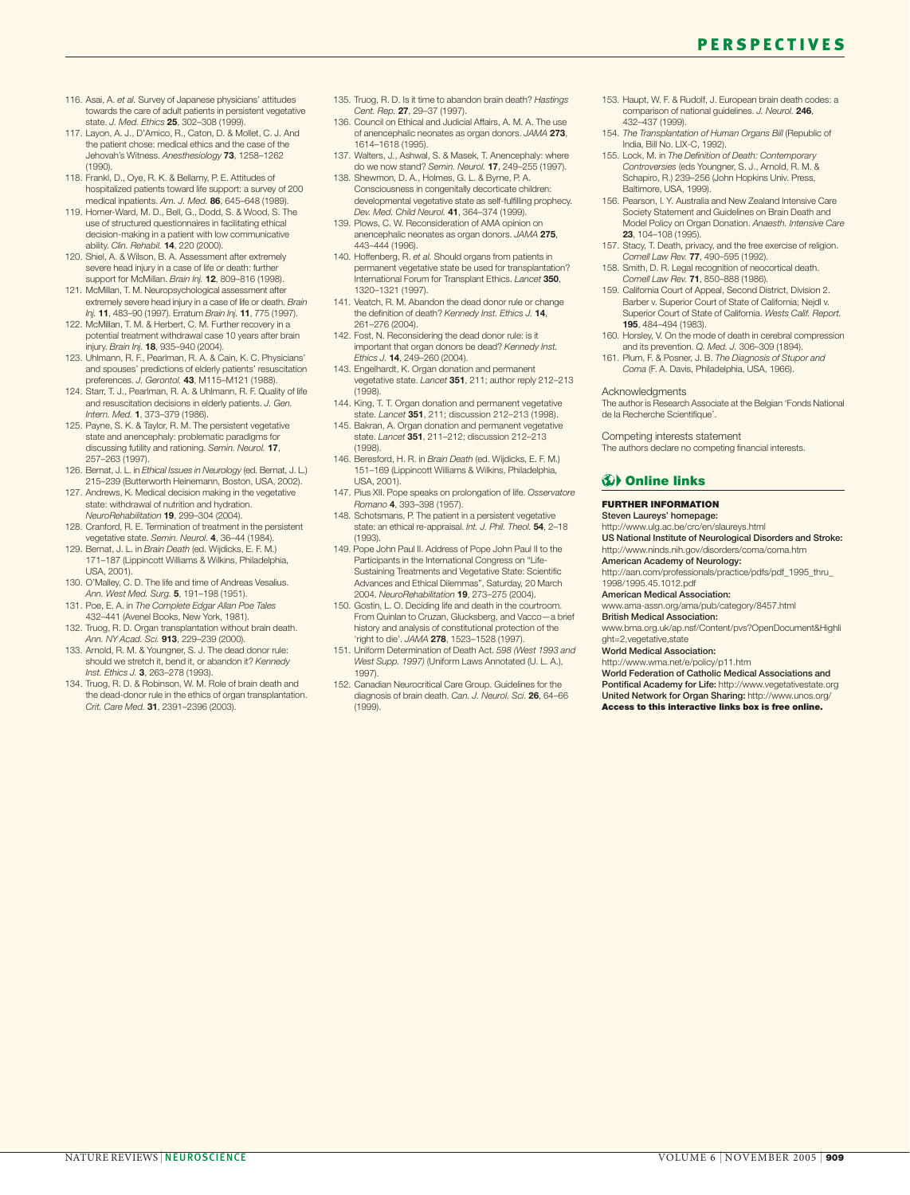116. Asai, A. *et al.* Survey of Japanese physicians' attitudes towards the care of adult patients in persistent vegetative state. *J. Med. Ethics* **25**, 302–308 (1999).
117. Layon, A. J., D'Amico, R., Caton, D. & Mollet, C. J. And the patient chose: medical ethics and the case of the Jehovah's Witness. *Anesthesiology* **73**, 1258–1262 (1990).
118. Frankl, D., Oye, R. K. & Bellamy, P. E. Attitudes of hospitalized patients toward life support: a survey of 200 medical inpatients. *Am. J. Med.* **86**, 645–648 (1989).
119. Horner-Ward, M. D., Bell, G., Dodd, S. & Wood, S. The use of structured questionnaires in facilitating ethical decision-making in a patient with low communicative ability. *Clin. Rehabil.* **14**, 220 (2000).
120. Shiel, A. & Wilson, B. A. Assessment after extremely severe head injury in a case of life or death: further support for McMillan. *Brain Inj.* **12**, 809–816 (1998).
121. McMillan, T. M. Neuropsychological assessment after extremely severe head injury in a case of life or death. *Brain Inj.* **11**, 483–90 (1997). Erratum *Brain Inj.* **11**, 775 (1997).
122. McMillan, T. M. & Herbert, C. M. Further recovery in a potential treatment withdrawal case 10 years after brain injury. *Brain Inj.* **18**, 935–940 (2004).
123. Uhlmann, R. F., Pearlman, R. A. & Cain, K. C. Physicians' and spouses' predictions of elderly patients' resuscitation preferences. *J. Gerontol.* **43**, M115–M121 (1988).
124. Starr, T. J., Pearlman, R. A. & Uhlmann, R. F. Quality of life and resuscitation decisions in elderly patients. *J. Gen. Intern. Med.* **1**, 373–379 (1986).
125. Payne, S. K. & Taylor, R. M. The persistent vegetative state and anencephaly: problematic paradigms for discussing futility and rationing. *Semin. Neurol.* **17**, 257–263 (1997).
126. Bernat, J. L. in *Ethical Issues in Neurology* (ed. Bernat, J. L.) 215–239 (Butterworth Heinemann, Boston, USA, 2002).
127. Andrews, K. Medical decision making in the vegetative state: withdrawal of nutrition and hydration. *NeuroRehabilitation* **19**, 299–304 (2004).
128. Cranford, R. E. Termination of treatment in the persistent vegetative state. *Semin. Neurol.* **4**, 36–44 (1984).
129. Bernat, J. L. in *Brain Death* (ed. Wijdicks, E. F. M.) 171–187 (Lippincott Williams & Wilkins, Philadelphia, USA, 2001).
130. O'Malley, C. D. The life and time of Andreas Vesalius. *Ann. West Med. Surg.* **5**, 191–198 (1951).
131. Poe, E. A. in *The Complete Edgar Allan Poe Tales* 432–441 (Avenel Books, New York, 1981).
132. Truog, R. D. Organ transplantation without brain death. *Ann. NY Acad. Sci.* **913**, 229–239 (2000).
133. Arnold, R. M. & Youngner, S. J. The dead donor rule: should we stretch it, bend it, or abandon it? *Kennedy Inst. Ethics J.* **3**, 263–278 (1993).
134. Truog, R. D. & Robinson, W. M. Role of brain death and the dead-donor rule in the ethics of organ transplantation. *Crit. Care Med.* **31**, 2391–2396 (2003).
135. Truog, R. D. Is it time to abandon brain death? *Hastings Cent. Rep.* **27**, 29–37 (1997).
136. Council on Ethical and Judicial Affairs, A. M. A. The use of anencephalic neonates as organ donors. *JAMA* **273**, 1614–1618 (1995).
137. Walters, J., Ashwal, S. & Masek, T. Anencephaly: where do we now stand? *Semin. Neurol.* **17**, 249–255 (1997).
138. Shewmon, D. A., Holmes, G. L. & Byrne, P. A. Consciousness in congenitally decorticate children: developmental vegetative state as self-fulfilling prophecy. *Dev. Med. Child Neurol.* **41**, 364–374 (1999).
139. Plows, C. W. Reconsideration of AMA opinion on anencephalic neonates as organ donors. *JAMA* **275**, 443–444 (1996).
140. Hoffenberg, R. *et al.* Should organs from patients in permanent vegetative state be used for transplantation? International Forum for Transplant Ethics. *Lancet* **350**, 1320–1321 (1997).
141. Veatch, R. M. Abandon the dead donor rule or change the definition of death? *Kennedy Inst. Ethics J.* **14**, 261–276 (2004).
142. Fost, N. Reconsidering the dead donor rule: is it important that organ donors be dead? *Kennedy Inst. Ethics J.* **14**, 249–260 (2004).
143. Engelhardt, K. Organ donation and permanent vegetative state. *Lancet* **351**, 211; author reply 212–213 (1998).
144. King, T. T. Organ donation and permanent vegetative state. *Lancet* **351**, 211; discussion 212–213 (1998).
145. Bakran, A. Organ donation and permanent vegetative state. *Lancet* **351**, 211–212; discussion 212–213 (1998).
146. Beresford, H. R. in *Brain Death* (ed. Wijdicks, E. F. M.) 151–169 (Lippincott Williams & Wilkins, Philadelphia, USA, 2001).
147. Pius XII. Pope speaks on prolongation of life. *Osservatore Romano* **4**, 393–398 (1957).
148. Schotsmans, P. The patient in a persistent vegetative state: an ethical re-appraisal. *Int. J. Phil. Theol.* **54**, 2–18 (1993).
149. Pope John Paul II. Address of Pope John Paul II to the Participants in the International Congress on "Life-Sustaining Treatments and Vegetative State: Scientific Advances and Ethical Dilemmas", Saturday, 20 March 2004. *NeuroRehabilitation* **19**, 273–275 (2004).
150. Gostin, L. O. Deciding life and death in the courtroom. From Quinlan to Cruzan, Glucksberg, and Vacco—a brief history and analysis of constitutional protection of the 'right to die'. *JAMA* **278**, 1523–1528 (1997).
151. Uniform Determination of Death Act. *598 (West 1993 and West Supp. 1997)* (Uniform Laws Annotated (U. L. A.), 1997).
152. Canadian Neurocritical Care Group. Guidelines for the diagnosis of brain death. *Can. J. Neurol. Sci.* **26**, 64–66 (1999).
153. Haupt, W. F. & Rudolf, J. European brain death codes: a comparison of national guidelines. *J. Neurol.* **246**, 432–437 (1999).
154. *The Transplantation of Human Organs Bill* (Republic of India, Bill No. LIX-C, 1992).
155. Lock, M. in *The Definition of Death: Contemporary Controversies* (eds Youngner, S. J., Arnold, R. M. & Schapiro, R.) 239–256 (John Hopkins Univ. Press, Baltimore, USA, 1999).
156. Pearson, I. Y. Australia and New Zealand Intensive Care Society Statement and Guidelines on Brain Death and Model Policy on Organ Donation. *Anaesth. Intensive Care* **23**, 104–108 (1995).
157. Stacy, T. Death, privacy, and the free exercise of religion. *Cornell Law Rev.* **77**, 490–595 (1992).
158. Smith, D. R. Legal recognition of neocortical death. *Cornell Law Rev.* **71**, 850–888 (1986).
159. California Court of Appeal, Second District, Division 2. Barber v. Superior Court of State of California; Nejdl v. Superior Court of State of California. *Wests Calif. Report.* **195**, 484–494 (1983).
160. Horsley, V. On the mode of death in cerebral compression and its prevention. *Q. Med. J.* 306–309 (1894).
161. Plum, F. & Posner, J. B. *The Diagnosis of Stupor and Coma* (F. A. Davis, Philadelphia, USA, 1966).

### Acknowledgments

The author is Research Associate at the Belgian 'Fonds National de la Recherche Scientifique'.

### Competing interests statement

The authors declare no competing financial interests.

## Online links

**FURTHER INFORMATION**

**Steven Laureys' homepage:**
http://www.ulg.ac.be/crc/en/slaureys.html

**US National Institute of Neurological Disorders and Stroke:**
http://www.ninds.nih.gov/disorders/coma/coma.htm

**American Academy of Neurology:**
http://aan.com/professionals/practice/pdfs/pdf_1995_thru_1998/1995.45.1012.pdf

**American Medical Association:**
www.ama-assn.org/ama/pub/category/8457.html

**British Medical Association:**
www.bma.org.uk/ap.nsf/Content/pvs?OpenDocument&Highlight=2,vegetative,state

**World Medical Association:**
http://www.wma.net/e/policy/p11.htm

**World Federation of Catholic Medical Associations and Pontifical Academy for Life:** http://www.vegetativestate.org

**United Network for Organ Sharing:** http://www.unos.org/

**Access to this interactive links box is free online.**